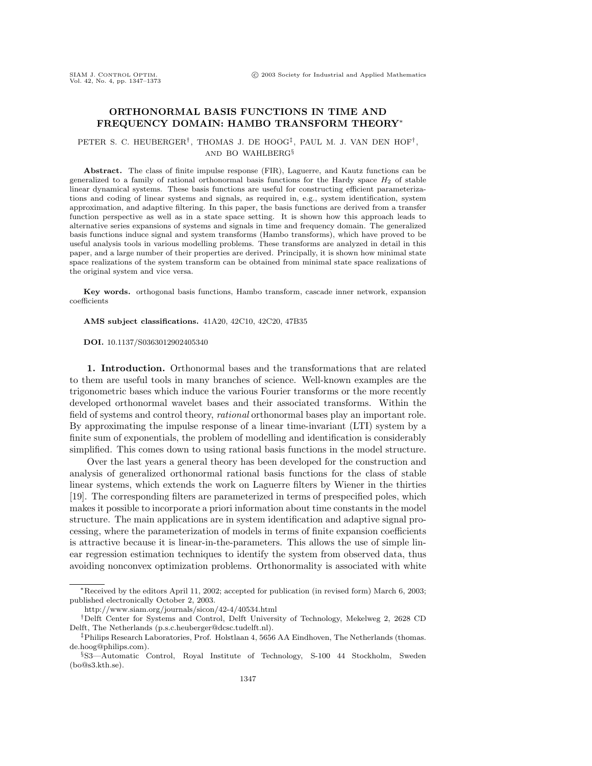# ORTHONORMAL BASIS FUNCTIONS IN TIME AND FREQUENCY DOMAIN: HAMBO TRANSFORM THEORY*

PETER S. C. HEUBERGER†, THOMAS J. DE HOOG‡, PAUL M. J. VAN DEN HOF†, AND BO WAHLBERG§

**Abstract.** The class of finite impulse response (FIR), Laguerre, and Kautz functions can be generalized to a family of rational orthonormal basis functions for the Hardy space $H_2$ of stable linear dynamical systems. These basis functions are useful for constructing efficient parameterizations and coding of linear systems and signals, as required in, e.g., system identification, system approximation, and adaptive filtering. In this paper, the basis functions are derived from a transfer function perspective as well as in a state space setting. It is shown how this approach leads to alternative series expansions of systems and signals in time and frequency domain. The generalized basis functions induce signal and system transforms (Hambo transforms), which have proved to be useful analysis tools in various modelling problems. These transforms are analyzed in detail in this paper, and a large number of their properties are derived. Principally, it is shown how minimal state space realizations of the system transform can be obtained from minimal state space realizations of the original system and vice versa.

**Key words.** orthogonal basis functions, Hambo transform, cascade inner network, expansion coefficients

**AMS subject classifications.** 41A20, 42C10, 42C20, 47B35

**DOI.** 10.1137/S0363012902405340

## 1. Introduction.

Orthonormal bases and the transformations that are related to them are useful tools in many branches of science. Well-known examples are the trigonometric bases which induce the various Fourier transforms or the more recently developed orthonormal wavelet bases and their associated transforms. Within the field of systems and control theory, *rational* orthonormal bases play an important role. By approximating the impulse response of a linear time-invariant (LTI) system by a finite sum of exponentials, the problem of modelling and identification is considerably simplified. This comes down to using rational basis functions in the model structure.

Over the last years a general theory has been developed for the construction and analysis of generalized orthonormal rational basis functions for the class of stable linear systems, which extends the work on Laguerre filters by Wiener in the thirties [19]. The corresponding filters are parameterized in terms of prespecified poles, which makes it possible to incorporate a priori information about time constants in the model structure. The main applications are in system identification and adaptive signal processing, where the parameterization of models in terms of finite expansion coefficients is attractive because it is linear-in-the-parameters. This allows the use of simple linear regression estimation techniques to identify the system from observed data, thus avoiding nonconvex optimization problems. Orthonormality is associated with white

---

*Received by the editors April 11, 2002; accepted for publication (in revised form) March 6, 2003; published electronically October 2, 2003.

http://www.siam.org/journals/sicon/42-4/40534.html

†Delft Center for Systems and Control, Delft University of Technology, Mekelweg 2, 2628 CD Delft, The Netherlands (p.s.c.heuberger@dcsc.tudelft.nl).

‡Philips Research Laboratories, Prof. Holstlaan 4, 5656 AA Eindhoven, The Netherlands (thomas.de.hoog@philips.com).

§S3—Automatic Control, Royal Institute of Technology, S-100 44 Stockholm, Sweden (bo@s3.kth.se).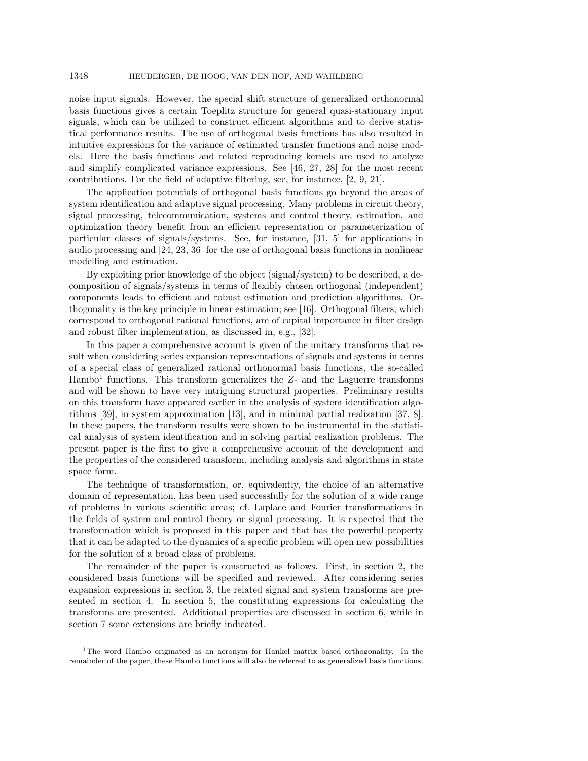noise input signals. However, the special shift structure of generalized orthonormal basis functions gives a certain Toeplitz structure for general quasi-stationary input signals, which can be utilized to construct efficient algorithms and to derive statistical performance results. The use of orthogonal basis functions has also resulted in intuitive expressions for the variance of estimated transfer functions and noise models. Here the basis functions and related reproducing kernels are used to analyze and simplify complicated variance expressions. See [46, 27, 28] for the most recent contributions. For the field of adaptive filtering, see, for instance, [2, 9, 21].

The application potentials of orthogonal basis functions go beyond the areas of system identification and adaptive signal processing. Many problems in circuit theory, signal processing, telecommunication, systems and control theory, estimation, and optimization theory benefit from an efficient representation or parameterization of particular classes of signals/systems. See, for instance, [31, 5] for applications in audio processing and [24, 23, 36] for the use of orthogonal basis functions in nonlinear modelling and estimation.

By exploiting prior knowledge of the object (signal/system) to be described, a decomposition of signals/systems in terms of flexibly chosen orthogonal (independent) components leads to efficient and robust estimation and prediction algorithms. Orthogonality is the key principle in linear estimation; see [16]. Orthogonal filters, which correspond to orthogonal rational functions, are of capital importance in filter design and robust filter implementation, as discussed in, e.g., [32].

In this paper a comprehensive account is given of the unitary transforms that result when considering series expansion representations of signals and systems in terms of a special class of generalized rational orthonormal basis functions, the so-called Hambo[1] functions. This transform generalizes the $Z$- and the Laguerre transforms and will be shown to have very intriguing structural properties. Preliminary results on this transform have appeared earlier in the analysis of system identification algorithms [39], in system approximation [13], and in minimal partial realization [37, 8]. In these papers, the transform results were shown to be instrumental in the statistical analysis of system identification and in solving partial realization problems. The present paper is the first to give a comprehensive account of the development and the properties of the considered transform, including analysis and algorithms in state space form.

The technique of transformation, or, equivalently, the choice of an alternative domain of representation, has been used successfully for the solution of a wide range of problems in various scientific areas; cf. Laplace and Fourier transformations in the fields of system and control theory or signal processing. It is expected that the transformation which is proposed in this paper and that has the powerful property that it can be adapted to the dynamics of a specific problem will open new possibilities for the solution of a broad class of problems.

The remainder of the paper is constructed as follows. First, in section 2, the considered basis functions will be specified and reviewed. After considering series expansion expressions in section 3, the related signal and system transforms are presented in section 4. In section 5, the constituting expressions for calculating the transforms are presented. Additional properties are discussed in section 6, while in section 7 some extensions are briefly indicated.

[1] The word Hambo originated as an acronym for Hankel matrix based orthogonality. In the remainder of the paper, these Hambo functions will also be referred to as generalized basis functions.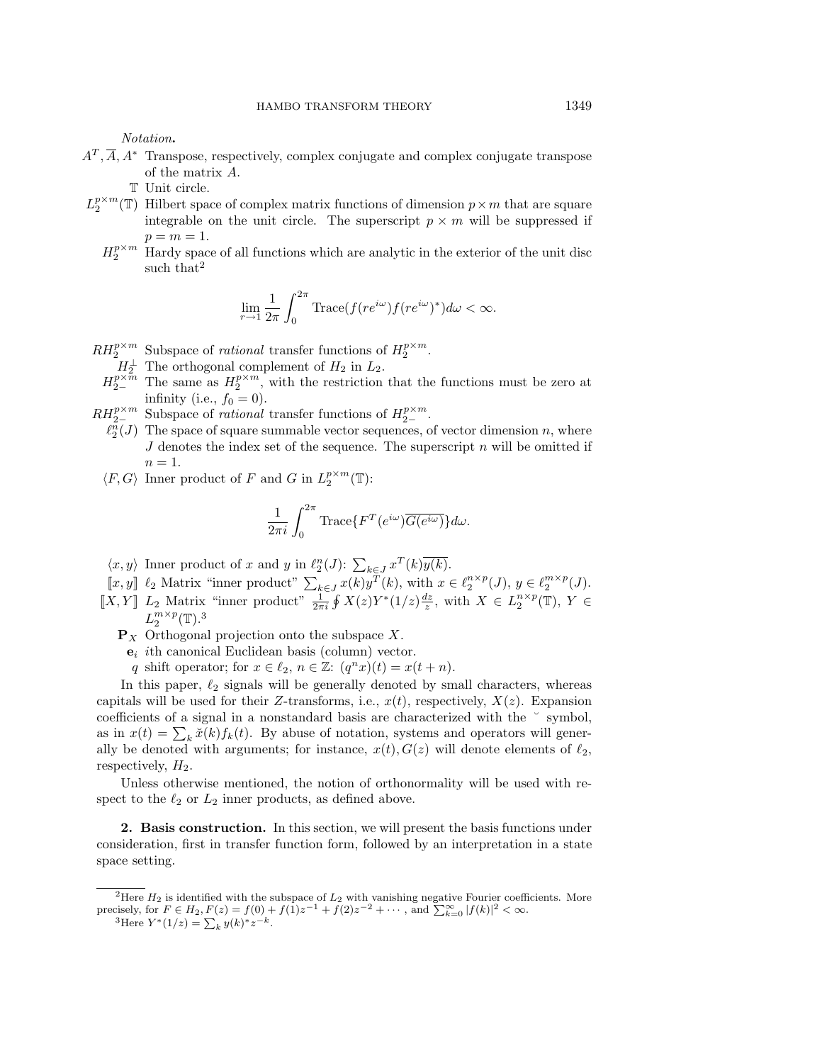*Notation.*

$A^T, \overline{A}, A^*$ Transpose, respectively, complex conjugate and complex conjugate transpose of the matrix $A$.

$\mathbb{T}$ Unit circle.

$L_2^{p\times m}(\mathbb{T})$ Hilbert space of complex matrix functions of dimension $p \times m$ that are square integrable on the unit circle. The superscript $p \times m$ will be suppressed if $p = m = 1$.

$H_2^{p\times m}$ Hardy space of all functions which are analytic in the exterior of the unit disc such that[2]

$$\lim_{r\to 1} \frac{1}{2\pi} \int_0^{2\pi} \text{Trace}(f(re^{i\omega})f(re^{i\omega})^*)d\omega < \infty.$$

$RH_2^{p\times m}$ Subspace of *rational* transfer functions of $H_2^{p\times m}$.

$H_2^\perp$ The orthogonal complement of $H_2$ in $L_2$.

$H_{2-}^{p\times m}$ The same as $H_2^{p\times m}$, with the restriction that the functions must be zero at infinity (i.e., $f_0 = 0$).

$RH_{2-}^{p\times m}$ Subspace of *rational* transfer functions of $H_{2-}^{p\times m}$.

$\ell_2^n(J)$ The space of square summable vector sequences, of vector dimension $n$, where $J$ denotes the index set of the sequence. The superscript $n$ will be omitted if $n = 1$.

$\langle F, G\rangle$ Inner product of $F$ and $G$ in $L_2^{p\times m}(\mathbb{T})$:

$$\frac{1}{2\pi i} \int_0^{2\pi} \text{Trace}\{F^T(e^{i\omega})\overline{G(e^{i\omega})}\}d\omega.$$

$\langle x, y\rangle$ Inner product of $x$ and $y$ in $\ell_2^n(J)$: $\sum_{k\in J} x^T(k)\overline{y(k)}$.

$[\![x, y]\!]$ $\ell_2$ Matrix "inner product" $\sum_{k\in J} x(k)y^T(k)$, with $x \in \ell_2^{n\times p}(J)$, $y \in \ell_2^{m\times p}(J)$.

$[\![X, Y]\!]$ $L_2$ Matrix "inner product" $\frac{1}{2\pi i}\oint X(z)Y^*(1/z)\frac{dz}{z}$, with $X \in L_2^{n\times p}(\mathbb{T})$, $Y \in L_2^{m\times p}(\mathbb{T})$.[3]

$\mathbf{P}_X$ Orthogonal projection onto the subspace $X$.

$\mathbf{e}_i$ $i$th canonical Euclidean basis (column) vector.

$q$ shift operator; for $x \in \ell_2$, $n \in \mathbb{Z}$: $(q^n x)(t) = x(t + n)$.

In this paper, $\ell_2$ signals will be generally denoted by small characters, whereas capitals will be used for their $Z$-transforms, i.e., $x(t)$, respectively, $X(z)$. Expansion coefficients of a signal in a nonstandard basis are characterized with the $\breve{}$ symbol, as in $x(t) = \sum_k \breve{x}(k)f_k(t)$. By abuse of notation, systems and operators will generally be denoted with arguments; for instance, $x(t), G(z)$ will denote elements of $\ell_2$, respectively, $H_2$.

Unless otherwise mentioned, the notion of orthonormality will be used with respect to the $\ell_2$ or $L_2$ inner products, as defined above.

## 2. Basis construction.

In this section, we will present the basis functions under consideration, first in transfer function form, followed by an interpretation in a state space setting.

---

[2] Here $H_2$ is identified with the subspace of $L_2$ with vanishing negative Fourier coefficients. More precisely, for $F \in H_2, F(z) = f(0) + f(1)z^{-1} + f(2)z^{-2} + \cdots$, and $\sum_{k=0}^\infty |f(k)|^2 < \infty$.

[3] Here $Y^*(1/z) = \sum_k y(k)^* z^{-k}$.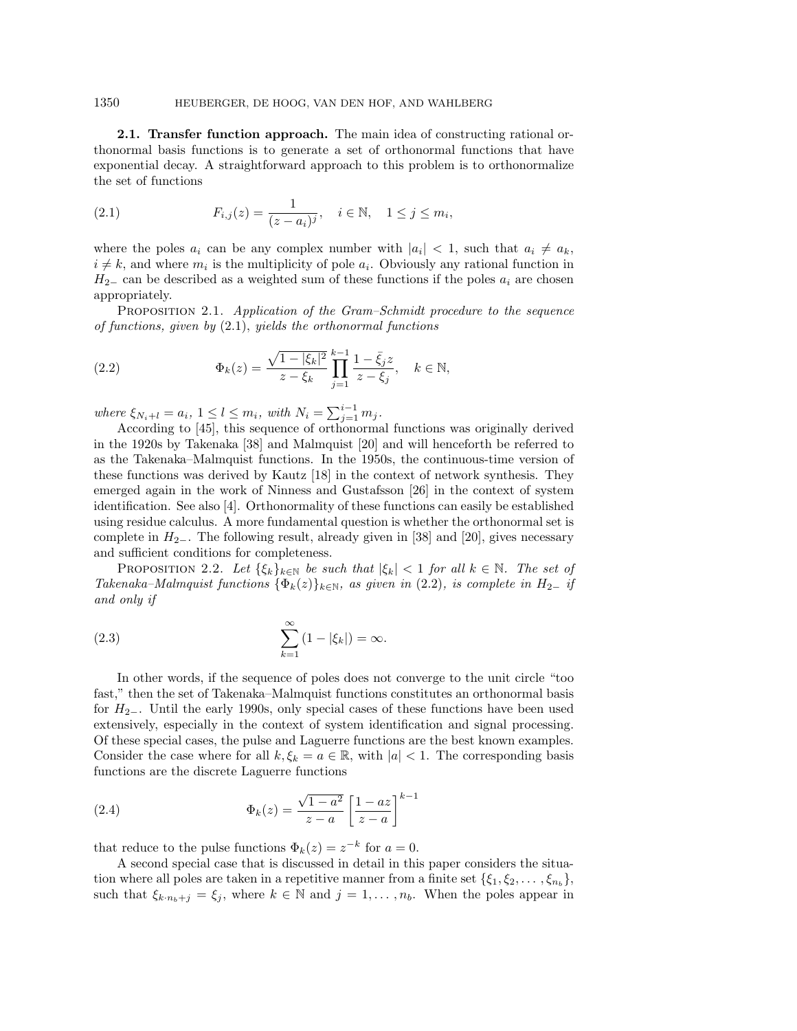**2.1. Transfer function approach.** The main idea of constructing rational orthonormal basis functions is to generate a set of orthonormal functions that have exponential decay. A straightforward approach to this problem is to orthonormalize the set of functions

$$F_{i,j}(z) = \frac{1}{(z - a_i)^j}, \quad i \in \mathbb{N}, \quad 1 \leq j \leq m_i, \tag{2.1}$$

where the poles $a_i$ can be any complex number with $|a_i| < 1$, such that $a_i \neq a_k$, $i \neq k$, and where $m_i$ is the multiplicity of pole $a_i$. Obviously any rational function in $H_{2-}$ can be described as a weighted sum of these functions if the poles $a_i$ are chosen appropriately.

PROPOSITION 2.1. *Application of the Gram–Schmidt procedure to the sequence of functions, given by* (2.1), *yields the orthonormal functions*

$$\Phi_k(z) = \frac{\sqrt{1 - |\xi_k|^2}}{z - \xi_k} \prod_{j=1}^{k-1} \frac{1 - \bar{\xi}_j z}{z - \xi_j}, \quad k \in \mathbb{N}, \tag{2.2}$$

*where* $\xi_{N_i+l} = a_i$, $1 \leq l \leq m_i$, *with* $N_i = \sum_{j=1}^{i-1} m_j$.

According to [45], this sequence of orthonormal functions was originally derived in the 1920s by Takenaka [38] and Malmquist [20] and will henceforth be referred to as the Takenaka–Malmquist functions. In the 1950s, the continuous-time version of these functions was derived by Kautz [18] in the context of network synthesis. They emerged again in the work of Ninness and Gustafsson [26] in the context of system identification. See also [4]. Orthonormality of these functions can easily be established using residue calculus. A more fundamental question is whether the orthonormal set is complete in $H_{2-}$. The following result, already given in [38] and [20], gives necessary and sufficient conditions for completeness.

PROPOSITION 2.2. *Let* $\{\xi_k\}_{k \in \mathbb{N}}$ *be such that* $|\xi_k| < 1$ *for all* $k \in \mathbb{N}$. *The set of Takenaka–Malmquist functions* $\{\Phi_k(z)\}_{k \in \mathbb{N}}$, *as given in* (2.2), *is complete in* $H_{2-}$ *if and only if*

$$\sum_{k=1}^{\infty} (1 - |\xi_k|) = \infty. \tag{2.3}$$

In other words, if the sequence of poles does not converge to the unit circle "too fast," then the set of Takenaka–Malmquist functions constitutes an orthonormal basis for $H_{2-}$. Until the early 1990s, only special cases of these functions have been used extensively, especially in the context of system identification and signal processing. Of these special cases, the pulse and Laguerre functions are the best known examples. Consider the case where for all $k, \xi_k = a \in \mathbb{R}$, with $|a| < 1$. The corresponding basis functions are the discrete Laguerre functions

$$\Phi_k(z) = \frac{\sqrt{1 - a^2}}{z - a} \left[ \frac{1 - az}{z - a} \right]^{k-1} \tag{2.4}$$

that reduce to the pulse functions $\Phi_k(z) = z^{-k}$ for $a = 0$.

A second special case that is discussed in detail in this paper considers the situation where all poles are taken in a repetitive manner from a finite set $\{\xi_1, \xi_2, \ldots, \xi_{n_b}\}$, such that $\xi_{k \cdot n_b + j} = \xi_j$, where $k \in \mathbb{N}$ and $j = 1, \ldots, n_b$. When the poles appear in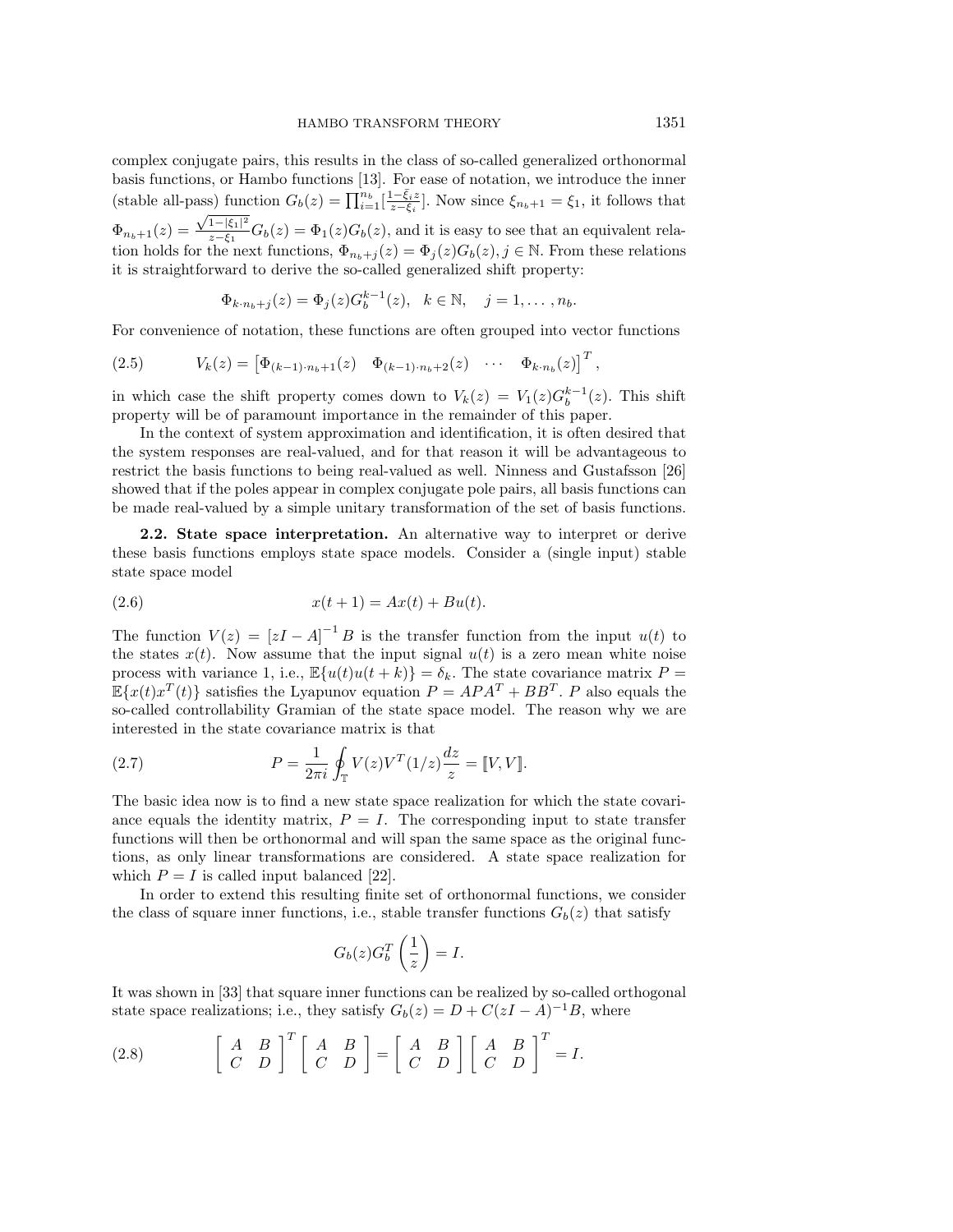complex conjugate pairs, this results in the class of so-called generalized orthonormal basis functions, or Hambo functions [13]. For ease of notation, we introduce the inner (stable all-pass) function $G_b(z) = \prod_{i=1}^{n_b}[\frac{1-\bar{\xi}_i z}{z-\xi_i}]$. Now since $\xi_{n_b+1} = \xi_1$, it follows that $\Phi_{n_b+1}(z) = \frac{\sqrt{1-|\xi_1|^2}}{z-\xi_1} G_b(z) = \Phi_1(z) G_b(z)$, and it is easy to see that an equivalent relation holds for the next functions, $\Phi_{n_b+j}(z) = \Phi_j(z) G_b(z), j \in \mathbb{N}$. From these relations it is straightforward to derive the so-called generalized shift property:

$$\Phi_{k \cdot n_b + j}(z) = \Phi_j(z) G_b^{k-1}(z), \quad k \in \mathbb{N}, \quad j = 1, \ldots, n_b.$$

For convenience of notation, these functions are often grouped into vector functions

$$V_k(z) = \begin{bmatrix} \Phi_{(k-1)\cdot n_b+1}(z) & \Phi_{(k-1)\cdot n_b+2}(z) & \cdots & \Phi_{k \cdot n_b}(z) \end{bmatrix}^T, \tag{2.5}$$

in which case the shift property comes down to $V_k(z) = V_1(z) G_b^{k-1}(z)$. This shift property will be of paramount importance in the remainder of this paper.

In the context of system approximation and identification, it is often desired that the system responses are real-valued, and for that reason it will be advantageous to restrict the basis functions to being real-valued as well. Ninness and Gustafsson [26] showed that if the poles appear in complex conjugate pole pairs, all basis functions can be made real-valued by a simple unitary transformation of the set of basis functions.

**2.2. State space interpretation.** An alternative way to interpret or derive these basis functions employs state space models. Consider a (single input) stable state space model

$$x(t+1) = Ax(t) + Bu(t). \tag{2.6}$$

The function $V(z) = [zI - A]^{-1} B$ is the transfer function from the input $u(t)$ to the states $x(t)$. Now assume that the input signal $u(t)$ is a zero mean white noise process with variance 1, i.e., $\mathbb{E}\{u(t)u(t+k)\} = \delta_k$. The state covariance matrix $P = \mathbb{E}\{x(t)x^T(t)\}$ satisfies the Lyapunov equation $P = APA^T + BB^T$. $P$ also equals the so-called controllability Gramian of the state space model. The reason why we are interested in the state covariance matrix is that

$$P = \frac{1}{2\pi i} \oint_{\mathbb{T}} V(z) V^T(1/z) \frac{dz}{z} = [\![V, V]\!]. \tag{2.7}$$

The basic idea now is to find a new state space realization for which the state covariance equals the identity matrix, $P = I$. The corresponding input to state transfer functions will then be orthonormal and will span the same space as the original functions, as only linear transformations are considered. A state space realization for which $P = I$ is called input balanced [22].

In order to extend this resulting finite set of orthonormal functions, we consider the class of square inner functions, i.e., stable transfer functions $G_b(z)$ that satisfy

$$G_b(z) G_b^T\left(\frac{1}{z}\right) = I.$$

It was shown in [33] that square inner functions can be realized by so-called orthogonal state space realizations; i.e., they satisfy $G_b(z) = D + C(zI - A)^{-1}B$, where

$$\begin{bmatrix} A & B \\ C & D \end{bmatrix}^T \begin{bmatrix} A & B \\ C & D \end{bmatrix} = \begin{bmatrix} A & B \\ C & D \end{bmatrix} \begin{bmatrix} A & B \\ C & D \end{bmatrix}^T = I. \tag{2.8}$$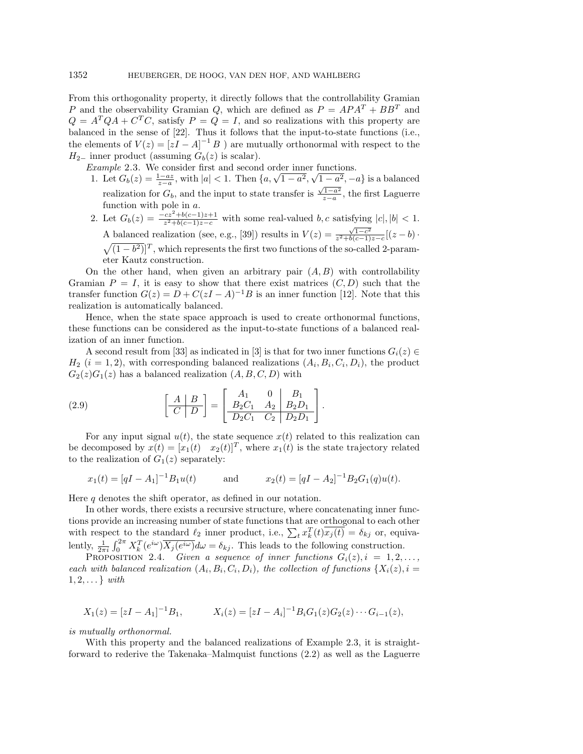From this orthogonality property, it directly follows that the controllability Gramian $P$ and the observability Gramian $Q$, which are defined as $P = APA^T + BB^T$ and $Q = A^TQA + C^TC$, satisfy $P = Q = I$, and so realizations with this property are balanced in the sense of [22]. Thus it follows that the input-to-state functions (i.e., the elements of $V(z) = [zI - A]^{-1} B$ ) are mutually orthonormal with respect to the $H_{2-}$ inner product (assuming $G_b(z)$ is scalar).

*Example* 2.3. We consider first and second order inner functions.

1. Let $G_b(z) = \frac{1-az}{z-a}$, with $|a| < 1$. Then $\{a, \sqrt{1-a^2}, \sqrt{1-a^2}, -a\}$ is a balanced realization for $G_b$, and the input to state transfer is $\frac{\sqrt{1-a^2}}{z-a}$, the first Laguerre function with pole in $a$.
2. Let $G_b(z) = \frac{-cz^2+b(c-1)z+1}{z^2+b(c-1)z-c}$ with some real-valued $b, c$ satisfying $|c|, |b| < 1$. A balanced realization (see, e.g., [39]) results in $V(z) = \frac{\sqrt{1-c^2}}{z^2+b(c-1)z-c}[(z-b) \cdot \sqrt{(1-b^2)}]^T$, which represents the first two functions of the so-called 2-parameter Kautz construction.

On the other hand, when given an arbitrary pair $(A, B)$ with controllability Gramian $P = I$, it is easy to show that there exist matrices $(C, D)$ such that the transfer function $G(z) = D + C(zI - A)^{-1}B$ is an inner function [12]. Note that this realization is automatically balanced.

Hence, when the state space approach is used to create orthonormal functions, these functions can be considered as the input-to-state functions of a balanced realization of an inner function.

A second result from [33] as indicated in [3] is that for two inner functions $G_i(z) \in H_2$ $(i = 1, 2)$, with corresponding balanced realizations $(A_i, B_i, C_i, D_i)$, the product $G_2(z)G_1(z)$ has a balanced realization $(A, B, C, D)$ with

$$\left[\begin{array}{c|c} A & B \\ \hline C & D \end{array}\right] = \left[\begin{array}{cc|c} A_1 & 0 & B_1 \\ B_2C_1 & A_2 & B_2D_1 \\ \hline D_2C_1 & C_2 & D_2D_1 \end{array}\right]. \tag{2.9}$$

For any input signal $u(t)$, the state sequence $x(t)$ related to this realization can be decomposed by $x(t) = [x_1(t) \quad x_2(t)]^T$, where $x_1(t)$ is the state trajectory related to the realization of $G_1(z)$ separately:

$$x_1(t) = [qI - A_1]^{-1}B_1u(t) \qquad \text{and} \qquad x_2(t) = [qI - A_2]^{-1}B_2G_1(q)u(t).$$

Here $q$ denotes the shift operator, as defined in our notation.

In other words, there exists a recursive structure, where concatenating inner functions provide an increasing number of state functions that are orthogonal to each other with respect to the standard $\ell_2$ inner product, i.e., $\sum_t x_k^T(t)\overline{x_j(t)} = \delta_{kj}$ or, equivalently, $\frac{1}{2\pi i}\int_0^{2\pi} X_k^T(e^{i\omega})\overline{X_j(e^{i\omega})}d\omega = \delta_{kj}$. This leads to the following construction.

Proposition 2.4. *Given a sequence of inner functions $G_i(z), i = 1, 2, \ldots,$ each with balanced realization $(A_i, B_i, C_i, D_i)$, the collection of functions $\{X_i(z), i = 1, 2, \ldots\}$ with*

$$X_1(z) = [zI - A_1]^{-1}B_1, \qquad X_i(z) = [zI - A_i]^{-1}B_iG_1(z)G_2(z)\cdots G_{i-1}(z),$$

*is mutually orthonormal.*

With this property and the balanced realizations of Example 2.3, it is straightforward to rederive the Takenaka–Malmquist functions (2.2) as well as the Laguerre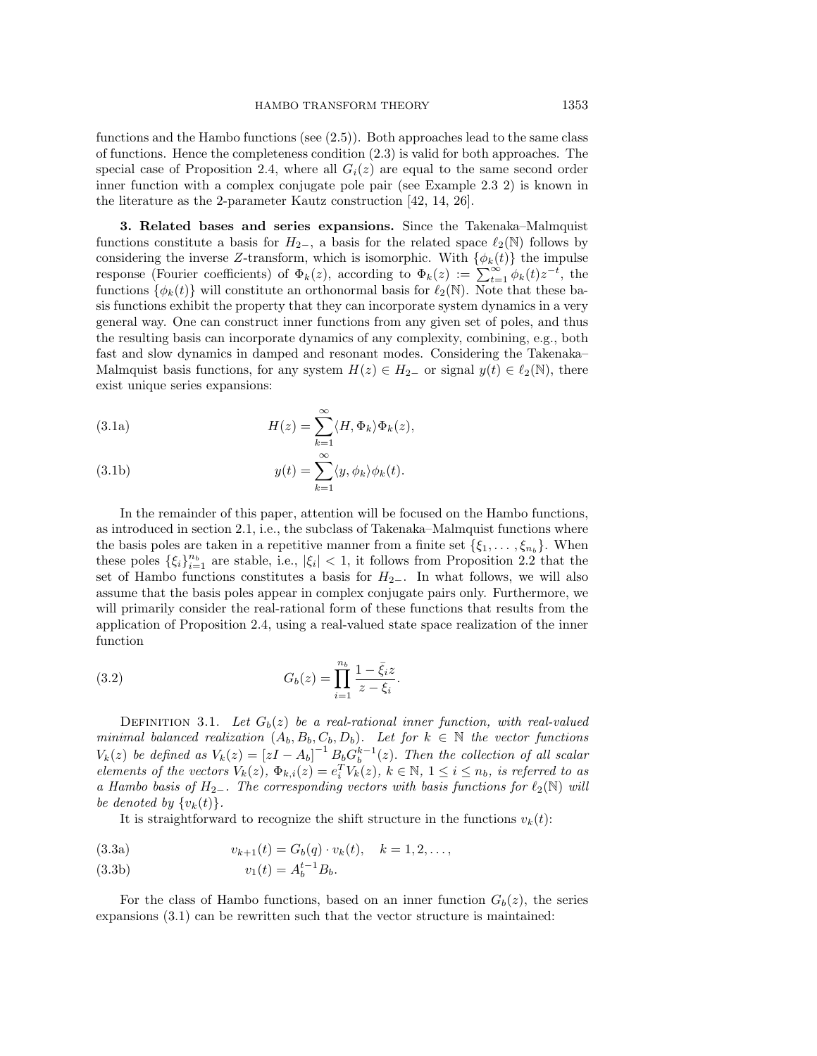functions and the Hambo functions (see (2.5)). Both approaches lead to the same class of functions. Hence the completeness condition (2.3) is valid for both approaches. The special case of Proposition 2.4, where all $G_i(z)$ are equal to the same second order inner function with a complex conjugate pole pair (see Example 2.3 2) is known in the literature as the 2-parameter Kautz construction [42, 14, 26].

**3. Related bases and series expansions.** Since the Takenaka–Malmquist functions constitute a basis for $H_{2-}$, a basis for the related space $\ell_2(\mathbb{N})$ follows by considering the inverse Z-transform, which is isomorphic. With $\{\phi_k(t)\}$ the impulse response (Fourier coefficients) of $\Phi_k(z)$, according to $\Phi_k(z) := \sum_{t=1}^{\infty} \phi_k(t) z^{-t}$, the functions $\{\phi_k(t)\}$ will constitute an orthonormal basis for $\ell_2(\mathbb{N})$. Note that these basis functions exhibit the property that they can incorporate system dynamics in a very general way. One can construct inner functions from any given set of poles, and thus the resulting basis can incorporate dynamics of any complexity, combining, e.g., both fast and slow dynamics in damped and resonant modes. Considering the Takenaka–Malmquist basis functions, for any system $H(z) \in H_{2-}$ or signal $y(t) \in \ell_2(\mathbb{N})$, there exist unique series expansions:

$$H(z) = \sum_{k=1}^{\infty} \langle H, \Phi_k \rangle \Phi_k(z), \tag{3.1a}$$

$$y(t) = \sum_{k=1}^{\infty} \langle y, \phi_k \rangle \phi_k(t). \tag{3.1b}$$

In the remainder of this paper, attention will be focused on the Hambo functions, as introduced in section 2.1, i.e., the subclass of Takenaka–Malmquist functions where the basis poles are taken in a repetitive manner from a finite set $\{\xi_1, \ldots, \xi_{n_b}\}$. When these poles $\{\xi_i\}_{i=1}^{n_b}$ are stable, i.e., $|\xi_i| < 1$, it follows from Proposition 2.2 that the set of Hambo functions constitutes a basis for $H_{2-}$. In what follows, we will also assume that the basis poles appear in complex conjugate pairs only. Furthermore, we will primarily consider the real-rational form of these functions that results from the application of Proposition 2.4, using a real-valued state space realization of the inner function

$$G_b(z) = \prod_{i=1}^{n_b} \frac{1 - \bar{\xi}_i z}{z - \xi_i}. \tag{3.2}$$

Definition 3.1. *Let $G_b(z)$ be a real-rational inner function, with real-valued minimal balanced realization $(A_b, B_b, C_b, D_b)$. Let for $k \in \mathbb{N}$ the vector functions $V_k(z)$ be defined as $V_k(z) = [zI - A_b]^{-1} B_b G_b^{k-1}(z)$. Then the collection of all scalar elements of the vectors $V_k(z)$, $\Phi_{k,i}(z) = e_i^T V_k(z)$, $k \in \mathbb{N}$, $1 \leq i \leq n_b$, is referred to as a Hambo basis of $H_{2-}$. The corresponding vectors with basis functions for $\ell_2(\mathbb{N})$ will be denoted by $\{v_k(t)\}$.*

It is straightforward to recognize the shift structure in the functions $v_k(t)$:

$$v_{k+1}(t) = G_b(q) \cdot v_k(t), \quad k = 1, 2, \ldots, \tag{3.3a}$$

$$v_1(t) = A_b^{t-1} B_b. \tag{3.3b}$$

For the class of Hambo functions, based on an inner function $G_b(z)$, the series expansions (3.1) can be rewritten such that the vector structure is maintained: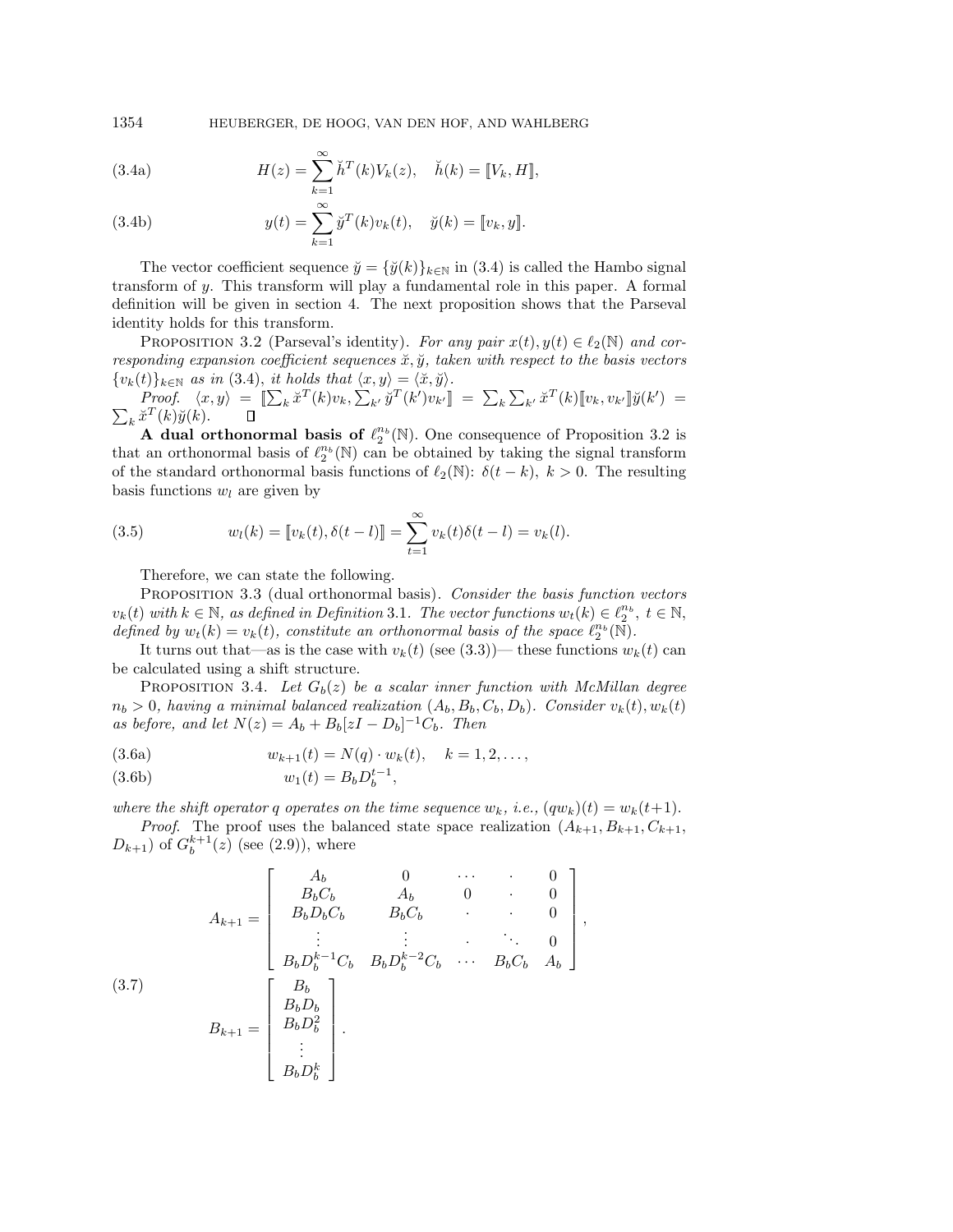$$H(z) = \sum_{k=1}^{\infty} \breve{h}^T(k) V_k(z), \quad \breve{h}(k) = [\![V_k, H]\!], \tag{3.4a}$$

$$y(t) = \sum_{k=1}^{\infty} \breve{y}^T(k) v_k(t), \quad \breve{y}(k) = [\![v_k, y]\!]. \tag{3.4b}$$

The vector coefficient sequence $\breve{y} = \{\breve{y}(k)\}_{k \in \mathbb{N}}$ in (3.4) is called the Hambo signal transform of $y$. This transform will play a fundamental role in this paper. A formal definition will be given in section 4. The next proposition shows that the Parseval identity holds for this transform.

Proposition 3.2 (Parseval's identity). *For any pair $x(t), y(t) \in \ell_2(\mathbb{N})$ and corresponding expansion coefficient sequences $\breve{x}, \breve{y}$, taken with respect to the basis vectors $\{v_k(t)\}_{k \in \mathbb{N}}$ as in (3.4), it holds that $\langle x, y \rangle = \langle \breve{x}, \breve{y} \rangle$.*

*Proof.* $\langle x, y \rangle = [\![\sum_k \breve{x}^T(k) v_k, \sum_{k'} \breve{y}^T(k') v_{k'}]\!] = \sum_k \sum_{k'} \breve{x}^T(k) [\![v_k, v_{k'}]\!] \breve{y}(k') = \sum_k \breve{x}^T(k) \breve{y}(k)$. ∎

**A dual orthonormal basis of $\ell_2^{n_b}(\mathbb{N})$.** One consequence of Proposition 3.2 is that an orthonormal basis of $\ell_2^{n_b}(\mathbb{N})$ can be obtained by taking the signal transform of the standard orthonormal basis functions of $\ell_2(\mathbb{N})$: $\delta(t-k)$, $k > 0$. The resulting basis functions $w_l$ are given by

$$w_l(k) = [\![v_k(t), \delta(t-l)]\!] = \sum_{t=1}^{\infty} v_k(t) \delta(t-l) = v_k(l). \tag{3.5}$$

Therefore, we can state the following.

Proposition 3.3 (dual orthonormal basis). *Consider the basis function vectors $v_k(t)$ with $k \in \mathbb{N}$, as defined in Definition 3.1. The vector functions $w_t(k) \in \ell_2^{n_b}$, $t \in \mathbb{N}$, defined by $w_t(k) = v_k(t)$, constitute an orthonormal basis of the space $\ell_2^{n_b}(\mathbb{N})$.*

It turns out that—as is the case with $v_k(t)$ (see (3.3))— these functions $w_k(t)$ can be calculated using a shift structure.

Proposition 3.4. *Let $G_b(z)$ be a scalar inner function with McMillan degree $n_b > 0$, having a minimal balanced realization $(A_b, B_b, C_b, D_b)$. Consider $v_k(t), w_k(t)$ as before, and let $N(z) = A_b + B_b[zI - D_b]^{-1} C_b$. Then*

$$w_{k+1}(t) = N(q) \cdot w_k(t), \quad k = 1, 2, \ldots, \tag{3.6a}$$

$$w_1(t) = B_b D_b^{t-1}, \tag{3.6b}$$

*where the shift operator $q$ operates on the time sequence $w_k$, i.e., $(qw_k)(t) = w_k(t+1)$.*

*Proof.* The proof uses the balanced state space realization $(A_{k+1}, B_{k+1}, C_{k+1}, D_{k+1})$ of $G_b^{k+1}(z)$ (see (2.9)), where

$$A_{k+1} = \begin{bmatrix} A_b & 0 & \cdots & \cdot & 0 \\ B_b C_b & A_b & 0 & \cdot & 0 \\ B_b D_b C_b & B_b C_b & \cdot & \cdot & 0 \\ \vdots & \vdots & \cdot & \ddots & 0 \\ B_b D_b^{k-1} C_b & B_b D_b^{k-2} C_b & \cdots & B_b C_b & A_b \end{bmatrix},$$

$$B_{k+1} = \begin{bmatrix} B_b \\ B_b D_b \\ B_b D_b^2 \\ \vdots \\ B_b D_b^k \end{bmatrix}. \tag{3.7}$$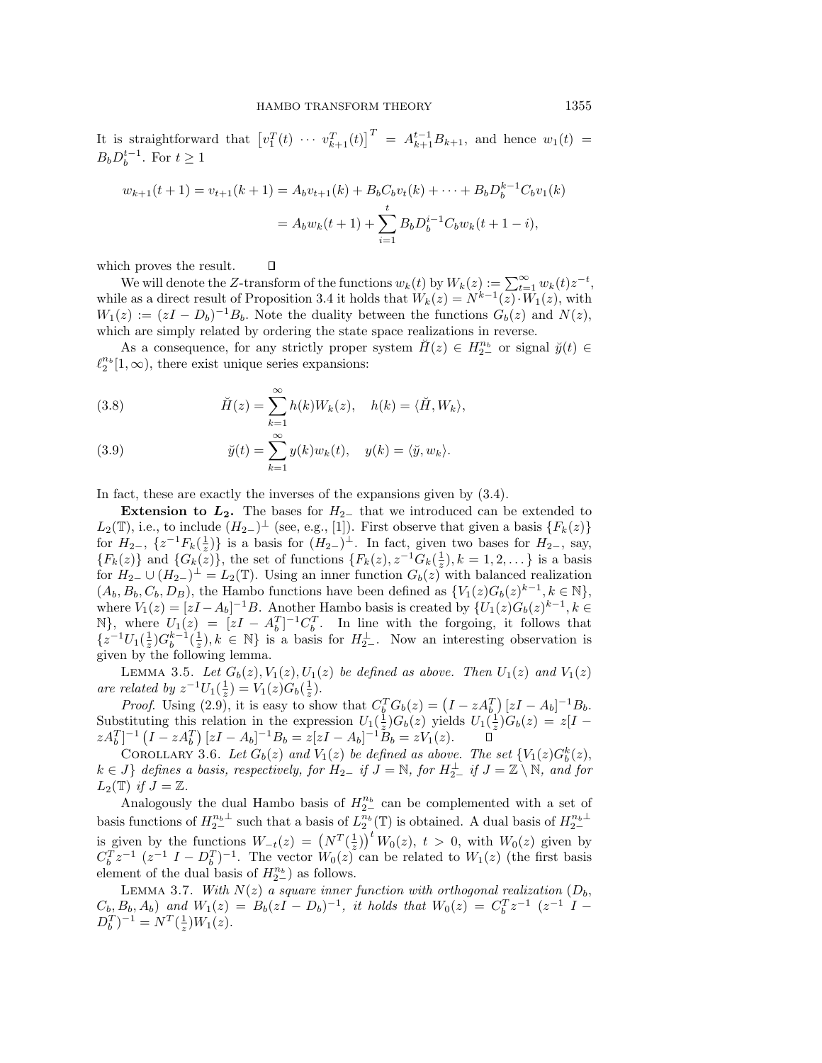It is straightforward that $\left[v_1^T(t) \;\cdots\; v_{k+1}^T(t)\right]^T = A_{k+1}^{t-1}B_{k+1}$, and hence $w_1(t) = B_b D_b^{t-1}$. For $t \geq 1$

$$
\begin{aligned}
w_{k+1}(t+1) = v_{t+1}(k+1) &= A_b v_{t+1}(k) + B_b C_b v_t(k) + \cdots + B_b D_b^{k-1} C_b v_1(k) \\
&= A_b w_k(t+1) + \sum_{i=1}^{t} B_b D_b^{i-1} C_b w_k(t+1-i),
\end{aligned}
$$

which proves the result. $\square$

We will denote the $Z$-transform of the functions $w_k(t)$ by $W_k(z) := \sum_{t=1}^{\infty} w_k(t) z^{-t}$, while as a direct result of Proposition 3.4 it holds that $W_k(z) = N^{k-1}(z) \cdot W_1(z)$, with $W_1(z) := (zI - D_b)^{-1}B_b$. Note the duality between the functions $G_b(z)$ and $N(z)$, which are simply related by ordering the state space realizations in reverse.

As a consequence, for any strictly proper system $\breve{H}(z) \in H_{2-}^{n_b}$ or signal $\breve{y}(t) \in \ell_2^{n_b}[1,\infty)$, there exist unique series expansions:

$$
\breve{H}(z) = \sum_{k=1}^{\infty} h(k) W_k(z), \quad h(k) = \langle \breve{H}, W_k \rangle, \tag{3.8}
$$

$$
\breve{y}(t) = \sum_{k=1}^{\infty} y(k) w_k(t), \quad y(k) = \langle \breve{y}, w_k \rangle. \tag{3.9}
$$

In fact, these are exactly the inverses of the expansions given by (3.4).

**Extension to $L_2$.** The bases for $H_{2-}$ that we introduced can be extended to $L_2(\mathbb{T})$, i.e., to include $(H_{2-})^{\perp}$ (see, e.g., [1]). First observe that given a basis $\{F_k(z)\}$ for $H_{2-}$, $\{z^{-1}F_k(\frac{1}{z})\}$ is a basis for $(H_{2-})^{\perp}$. In fact, given two bases for $H_{2-}$, say, $\{F_k(z)\}$ and $\{G_k(z)\}$, the set of functions $\{F_k(z), z^{-1}G_k(\frac{1}{z}), k = 1, 2, \dots\}$ is a basis for $H_{2-} \cup (H_{2-})^{\perp} = L_2(\mathbb{T})$. Using an inner function $G_b(z)$ with balanced realization $(A_b, B_b, C_b, D_B)$, the Hambo functions have been defined as $\{V_1(z) G_b(z)^{k-1}, k \in \mathbb{N}\}$, where $V_1(z) = [zI - A_b]^{-1}B$. Another Hambo basis is created by $\{U_1(z) G_b(z)^{k-1}, k \in \mathbb{N}\}$, where $U_1(z) = [zI - A_b^T]^{-1}C_b^T$. In line with the forgoing, it follows that $\{z^{-1}U_1(\frac{1}{z}) G_b^{k-1}(\frac{1}{z}), k \in \mathbb{N}\}$ is a basis for $H_{2-}^{\perp}$. Now an interesting observation is given by the following lemma.

Lemma 3.5. *Let $G_b(z), V_1(z), U_1(z)$ be defined as above. Then $U_1(z)$ and $V_1(z)$ are related by $z^{-1}U_1(\frac{1}{z}) = V_1(z) G_b(\frac{1}{z})$.*

*Proof.* Using (2.9), it is easy to show that $C_b^T G_b(z) = \left(I - zA_b^T\right)[zI - A_b]^{-1}B_b$. Substituting this relation in the expression $U_1(\frac{1}{z})G_b(z)$ yields $U_1(\frac{1}{z})G_b(z) = z[I - zA_b^T]^{-1}\left(I - zA_b^T\right)[zI - A_b]^{-1}B_b = z[zI - A_b]^{-1}B_b = zV_1(z)$. $\square$

Corollary 3.6. *Let $G_b(z)$ and $V_1(z)$ be defined as above. The set $\{V_1(z) G_b^k(z), k \in J\}$ defines a basis, respectively, for $H_{2-}$ if $J = \mathbb{N}$, for $H_{2-}^{\perp}$ if $J = \mathbb{Z} \setminus \mathbb{N}$, and for $L_2(\mathbb{T})$ if $J = \mathbb{Z}$.*

Analogously the dual Hambo basis of $H_{2-}^{n_b}$ can be complemented with a set of basis functions of $H_{2-}^{n_b \perp}$ such that a basis of $L_2^{n_b}(\mathbb{T})$ is obtained. A dual basis of $H_{2-}^{n_b \perp}$ is given by the functions $W_{-t}(z) = \left(N^T(\frac{1}{z})\right)^t W_0(z)$, $t > 0$, with $W_0(z)$ given by $C_b^T z^{-1}\,(z^{-1}\,I - D_b^T)^{-1}$. The vector $W_0(z)$ can be related to $W_1(z)$ (the first basis element of the dual basis of $H_{2-}^{n_b}$) as follows.

Lemma 3.7. *With $N(z)$ a square inner function with orthogonal realization $(D_b, C_b, B_b, A_b)$ and $W_1(z) = B_b(zI - D_b)^{-1}$, it holds that $W_0(z) = C_b^T z^{-1}\,(z^{-1}\,I - D_b^T)^{-1} = N^T(\frac{1}{z})W_1(z)$.*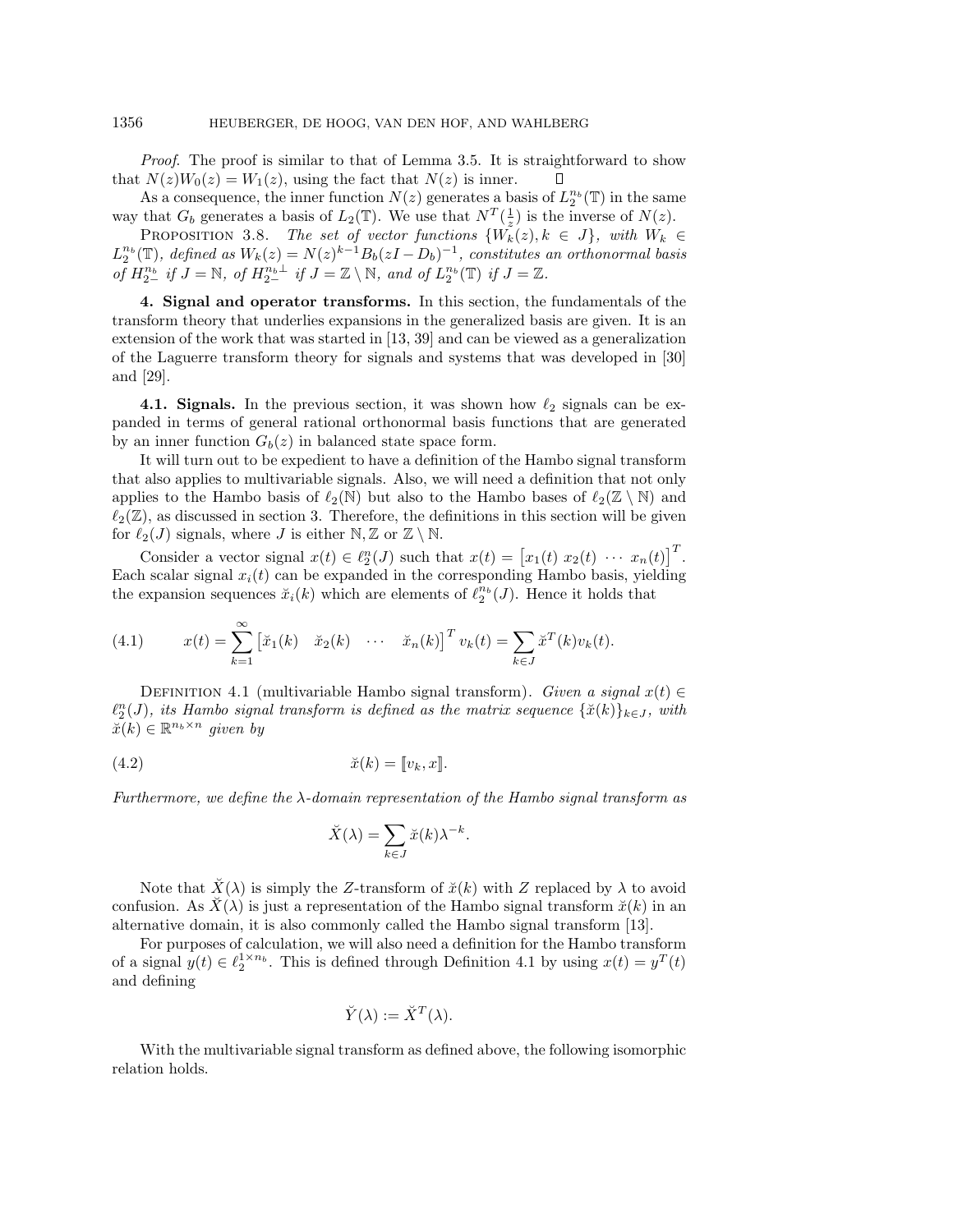*Proof*. The proof is similar to that of Lemma 3.5. It is straightforward to show that $N(z)W_0(z) = W_1(z)$, using the fact that $N(z)$ is inner. $\square$

As a consequence, the inner function $N(z)$ generates a basis of $L_2^{n_b}(\mathbb{T})$ in the same way that $G_b$ generates a basis of $L_2(\mathbb{T})$. We use that $N^T(\frac{1}{z})$ is the inverse of $N(z)$.

Proposition 3.8. *The set of vector functions $\{W_k(z), k \in J\}$, with $W_k \in L_2^{n_b}(\mathbb{T})$, defined as $W_k(z) = N(z)^{k-1}B_b(zI - D_b)^{-1}$, constitutes an orthonormal basis of $H_{2-}^{n_b}$ if $J = \mathbb{N}$, of $H_{2-}^{n_b \perp}$ if $J = \mathbb{Z} \setminus \mathbb{N}$, and of $L_2^{n_b}(\mathbb{T})$ if $J = \mathbb{Z}$.*

## 4. Signal and operator transforms.

In this section, the fundamentals of the transform theory that underlies expansions in the generalized basis are given. It is an extension of the work that was started in [13, 39] and can be viewed as a generalization of the Laguerre transform theory for signals and systems that was developed in [30] and [29].

### 4.1. Signals.

In the previous section, it was shown how $\ell_2$ signals can be expanded in terms of general rational orthonormal basis functions that are generated by an inner function $G_b(z)$ in balanced state space form.

It will turn out to be expedient to have a definition of the Hambo signal transform that also applies to multivariable signals. Also, we will need a definition that not only applies to the Hambo basis of $\ell_2(\mathbb{N})$ but also to the Hambo bases of $\ell_2(\mathbb{Z} \setminus \mathbb{N})$ and $\ell_2(\mathbb{Z})$, as discussed in section 3. Therefore, the definitions in this section will be given for $\ell_2(J)$ signals, where $J$ is either $\mathbb{N}, \mathbb{Z}$ or $\mathbb{Z} \setminus \mathbb{N}$.

Consider a vector signal $x(t) \in \ell_2^n(J)$ such that $x(t) = \begin{bmatrix} x_1(t) & x_2(t) & \cdots & x_n(t) \end{bmatrix}^T$. Each scalar signal $x_i(t)$ can be expanded in the corresponding Hambo basis, yielding the expansion sequences $\breve{x}_i(k)$ which are elements of $\ell_2^{n_b}(J)$. Hence it holds that

$$x(t) = \sum_{k=1}^{\infty} \begin{bmatrix} \breve{x}_1(k) & \breve{x}_2(k) & \cdots & \breve{x}_n(k) \end{bmatrix}^T v_k(t) = \sum_{k \in J} \breve{x}^T(k) v_k(t). \tag{4.1}$$

Definition 4.1 (multivariable Hambo signal transform). *Given a signal $x(t) \in \ell_2^n(J)$, its Hambo signal transform is defined as the matrix sequence $\{\breve{x}(k)\}_{k \in J}$, with $\breve{x}(k) \in \mathbb{R}^{n_b \times n}$ given by*

$$\breve{x}(k) = [\![ v_k, x ]\!]. \tag{4.2}$$

*Furthermore, we define the $\lambda$-domain representation of the Hambo signal transform as*

$$\breve{X}(\lambda) = \sum_{k \in J} \breve{x}(k) \lambda^{-k}.$$

Note that $\breve{X}(\lambda)$ is simply the $Z$-transform of $\breve{x}(k)$ with $Z$ replaced by $\lambda$ to avoid confusion. As $\breve{X}(\lambda)$ is just a representation of the Hambo signal transform $\breve{x}(k)$ in an alternative domain, it is also commonly called the Hambo signal transform [13].

For purposes of calculation, we will also need a definition for the Hambo transform of a signal $y(t) \in \ell_2^{1 \times n_b}$. This is defined through Definition 4.1 by using $x(t) = y^T(t)$ and defining

$$\breve{Y}(\lambda) := \breve{X}^T(\lambda).$$

With the multivariable signal transform as defined above, the following isomorphic relation holds.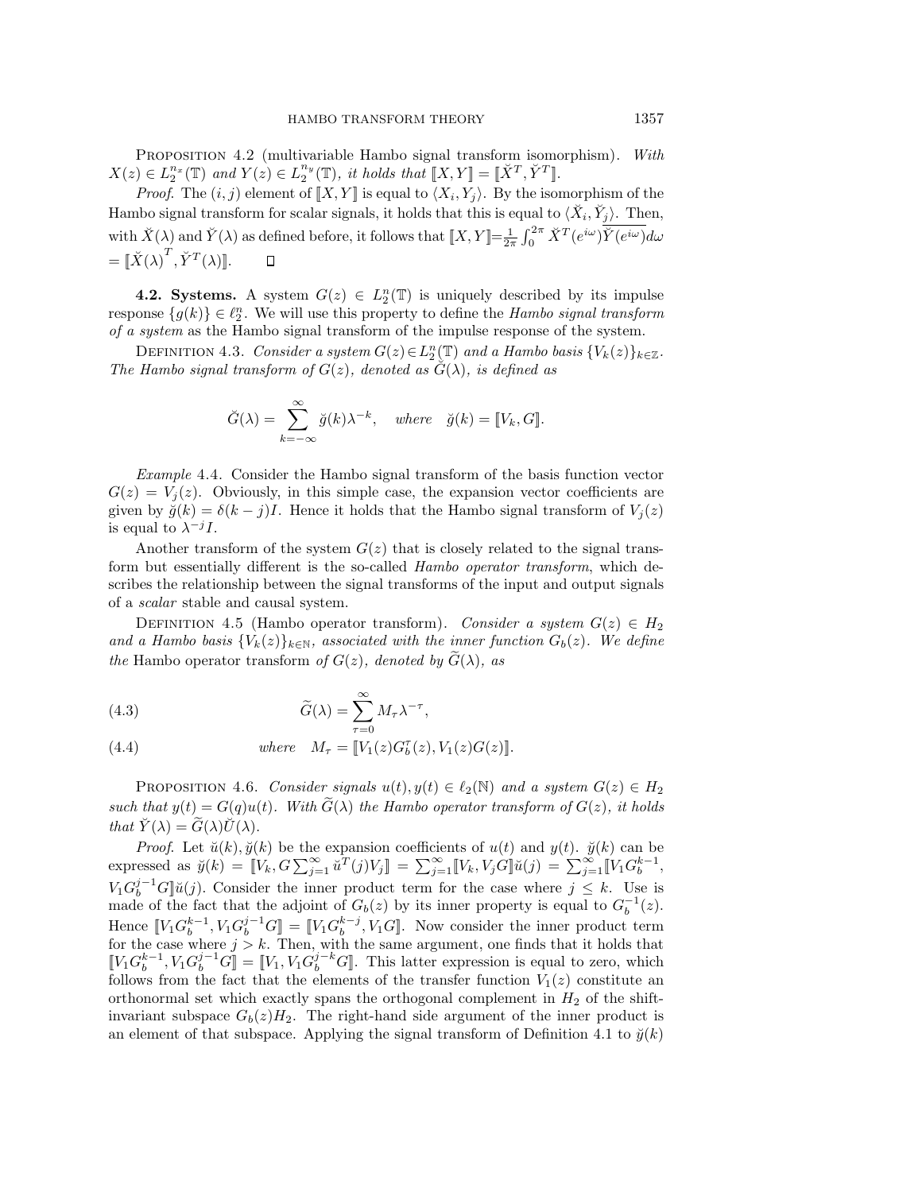Proposition 4.2 (multivariable Hambo signal transform isomorphism). *With $X(z) \in L_2^{n_x}(\mathbb{T})$ and $Y(z) \in L_2^{n_y}(\mathbb{T})$, it holds that $[\![X, Y]\!] = [\![\breve{X}^T, \breve{Y}^T]\!]$.*

*Proof.* The $(i,j)$ element of $[\![X, Y]\!]$ is equal to $\langle X_i, Y_j \rangle$. By the isomorphism of the Hambo signal transform for scalar signals, it holds that this is equal to $\langle \breve{X}_i, \breve{Y}_j \rangle$. Then, with $\breve{X}(\lambda)$ and $\breve{Y}(\lambda)$ as defined before, it follows that $[\![X, Y]\!] = \frac{1}{2\pi} \int_0^{2\pi} \breve{X}^T(e^{i\omega}) \overline{\breve{Y}(e^{i\omega})} d\omega = [\![\breve{X}(\lambda)^T, \breve{Y}^T(\lambda)]\!]$. $\square$

**4.2. Systems.** A system $G(z) \in L_2^n(\mathbb{T})$ is uniquely described by its impulse response $\{g(k)\} \in \ell_2^n$. We will use this property to define the *Hambo signal transform of a system* as the Hambo signal transform of the impulse response of the system.

Definition 4.3. *Consider a system $G(z) \in L_2^n(\mathbb{T})$ and a Hambo basis $\{V_k(z)\}_{k \in \mathbb{Z}}$. The Hambo signal transform of $G(z)$, denoted as $\breve{G}(\lambda)$, is defined as*

$$\breve{G}(\lambda) = \sum_{k=-\infty}^{\infty} \breve{g}(k) \lambda^{-k}, \quad \textit{where} \quad \breve{g}(k) = [\![V_k, G]\!].$$

*Example* 4.4. Consider the Hambo signal transform of the basis function vector $G(z) = V_j(z)$. Obviously, in this simple case, the expansion vector coefficients are given by $\breve{g}(k) = \delta(k-j)I$. Hence it holds that the Hambo signal transform of $V_j(z)$ is equal to $\lambda^{-j} I$.

Another transform of the system $G(z)$ that is closely related to the signal transform but essentially different is the so-called *Hambo operator transform*, which describes the relationship between the signal transforms of the input and output signals of a *scalar* stable and causal system.

Definition 4.5 (Hambo operator transform). *Consider a system $G(z) \in H_2$ and a Hambo basis $\{V_k(z)\}_{k \in \mathbb{N}}$, associated with the inner function $G_b(z)$. We define the* Hambo operator transform *of $G(z)$, denoted by $\widetilde{G}(\lambda)$, as*

$$\widetilde{G}(\lambda) = \sum_{\tau=0}^{\infty} M_\tau \lambda^{-\tau}, \tag{4.3}$$

$$\textit{where} \quad M_\tau = [\![V_1(z) G_b^\tau(z), V_1(z) G(z)]\!]. \tag{4.4}$$

Proposition 4.6. *Consider signals $u(t), y(t) \in \ell_2(\mathbb{N})$ and a system $G(z) \in H_2$ such that $y(t) = G(q)u(t)$. With $\widetilde{G}(\lambda)$ the Hambo operator transform of $G(z)$, it holds that $\breve{Y}(\lambda) = \widetilde{G}(\lambda) \breve{U}(\lambda)$.*

*Proof.* Let $\breve{u}(k), \breve{y}(k)$ be the expansion coefficients of $u(t)$ and $y(t)$. $\breve{y}(k)$ can be expressed as $\breve{y}(k) = [\![V_k, G \sum_{j=1}^{\infty} \breve{u}^T(j) V_j]\!] = \sum_{j=1}^{\infty} [\![V_k, V_j G]\!] \breve{u}(j) = \sum_{j=1}^{\infty} [\![V_1 G_b^{k-1}, V_1 G_b^{j-1} G]\!] \breve{u}(j)$. Consider the inner product term for the case where $j \leq k$. Use is made of the fact that the adjoint of $G_b(z)$ by its inner property is equal to $G_b^{-1}(z)$. Hence $[\![V_1 G_b^{k-1}, V_1 G_b^{j-1} G]\!] = [\![V_1 G_b^{k-j}, V_1 G]\!]$. Now consider the inner product term for the case where $j > k$. Then, with the same argument, one finds that it holds that $[\![V_1 G_b^{k-1}, V_1 G_b^{j-1} G]\!] = [\![V_1, V_1 G_b^{j-k} G]\!]$. This latter expression is equal to zero, which follows from the fact that the elements of the transfer function $V_1(z)$ constitute an orthonormal set which exactly spans the orthogonal complement in $H_2$ of the shift-invariant subspace $G_b(z) H_2$. The right-hand side argument of the inner product is an element of that subspace. Applying the signal transform of Definition 4.1 to $\breve{y}(k)$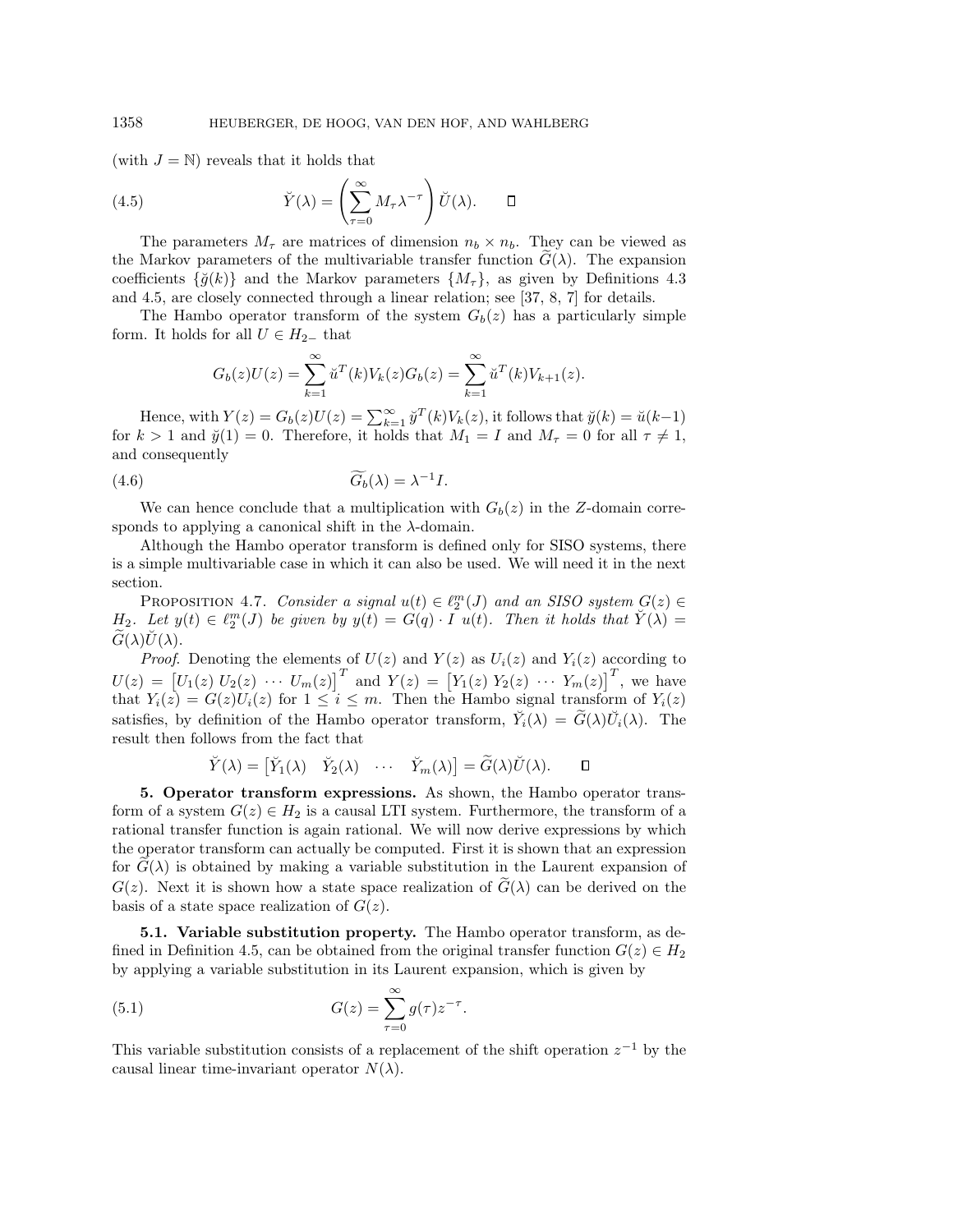(with $J = \mathbb{N}$) reveals that it holds that

$$\breve{Y}(\lambda) = \left( \sum_{\tau=0}^{\infty} M_\tau \lambda^{-\tau} \right) \breve{U}(\lambda). \qquad \square \tag{4.5}$$

The parameters $M_\tau$ are matrices of dimension $n_b \times n_b$. They can be viewed as the Markov parameters of the multivariable transfer function $\widetilde{G}(\lambda)$. The expansion coefficients $\{\breve{g}(k)\}$ and the Markov parameters $\{M_\tau\}$, as given by Definitions 4.3 and 4.5, are closely connected through a linear relation; see [37, 8, 7] for details.

The Hambo operator transform of the system $G_b(z)$ has a particularly simple form. It holds for all $U \in H_{2-}$ that

$$G_b(z)U(z) = \sum_{k=1}^{\infty} \breve{u}^T(k) V_k(z) G_b(z) = \sum_{k=1}^{\infty} \breve{u}^T(k) V_{k+1}(z).$$

Hence, with $Y(z) = G_b(z)U(z) = \sum_{k=1}^{\infty} \breve{y}^T(k) V_k(z)$, it follows that $\breve{y}(k) = \breve{u}(k-1)$ for $k > 1$ and $\breve{y}(1) = 0$. Therefore, it holds that $M_1 = I$ and $M_\tau = 0$ for all $\tau \neq 1$, and consequently

$$\widetilde{G_b}(\lambda) = \lambda^{-1} I. \tag{4.6}$$

We can hence conclude that a multiplication with $G_b(z)$ in the $Z$-domain corresponds to applying a canonical shift in the $\lambda$-domain.

Although the Hambo operator transform is defined only for SISO systems, there is a simple multivariable case in which it can also be used. We will need it in the next section.

PROPOSITION 4.7. *Consider a signal $u(t) \in \ell_2^m(J)$ and an SISO system $G(z) \in H_2$. Let $y(t) \in \ell_2^m(J)$ be given by $y(t) = G(q) \cdot I\ u(t)$. Then it holds that $\breve{Y}(\lambda) = \widetilde{G}(\lambda)\breve{U}(\lambda)$.*

*Proof.* Denoting the elements of $U(z)$ and $Y(z)$ as $U_i(z)$ and $Y_i(z)$ according to $U(z) = \begin{bmatrix} U_1(z) \ U_2(z) \ \cdots \ U_m(z) \end{bmatrix}^T$ and $Y(z) = \begin{bmatrix} Y_1(z) \ Y_2(z) \ \cdots \ Y_m(z) \end{bmatrix}^T$, we have that $Y_i(z) = G(z)U_i(z)$ for $1 \leq i \leq m$. Then the Hambo signal transform of $Y_i(z)$ satisfies, by definition of the Hambo operator transform, $\breve{Y}_i(\lambda) = \widetilde{G}(\lambda)\breve{U}_i(\lambda)$. The result then follows from the fact that

$$\breve{Y}(\lambda) = \begin{bmatrix} \breve{Y}_1(\lambda) & \breve{Y}_2(\lambda) & \cdots & \breve{Y}_m(\lambda) \end{bmatrix} = \widetilde{G}(\lambda)\breve{U}(\lambda). \qquad \square$$

## 5. Operator transform expressions.

As shown, the Hambo operator transform of a system $G(z) \in H_2$ is a causal LTI system. Furthermore, the transform of a rational transfer function is again rational. We will now derive expressions by which the operator transform can actually be computed. First it is shown that an expression for $\widetilde{G}(\lambda)$ is obtained by making a variable substitution in the Laurent expansion of $G(z)$. Next it is shown how a state space realization of $\widetilde{G}(\lambda)$ can be derived on the basis of a state space realization of $G(z)$.

### 5.1. Variable substitution property.

The Hambo operator transform, as defined in Definition 4.5, can be obtained from the original transfer function $G(z) \in H_2$ by applying a variable substitution in its Laurent expansion, which is given by

$$G(z) = \sum_{\tau=0}^{\infty} g(\tau) z^{-\tau}. \tag{5.1}$$

This variable substitution consists of a replacement of the shift operation $z^{-1}$ by the causal linear time-invariant operator $N(\lambda)$.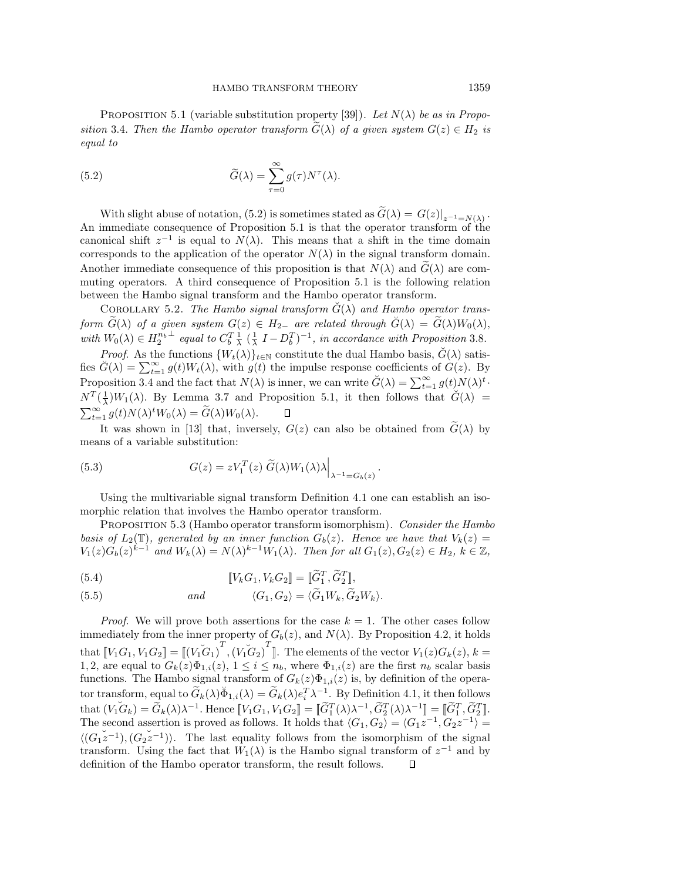Proposition 5.1 (variable substitution property [39]). *Let $N(\lambda)$ be as in Proposition 3.4. Then the Hambo operator transform $\widetilde{G}(\lambda)$ of a given system $G(z) \in H_2$ is equal to*

$$\widetilde{G}(\lambda) = \sum_{\tau=0}^{\infty} g(\tau) N^{\tau}(\lambda). \tag{5.2}$$

With slight abuse of notation, (5.2) is sometimes stated as $\widetilde{G}(\lambda) = G(z)|_{z^{-1}=N(\lambda)}$. An immediate consequence of Proposition 5.1 is that the operator transform of the canonical shift $z^{-1}$ is equal to $N(\lambda)$. This means that a shift in the time domain corresponds to the application of the operator $N(\lambda)$ in the signal transform domain. Another immediate consequence of this proposition is that $N(\lambda)$ and $\widetilde{G}(\lambda)$ are commuting operators. A third consequence of Proposition 5.1 is the following relation between the Hambo signal transform and the Hambo operator transform.

Corollary 5.2. *The Hambo signal transform $\breve{G}(\lambda)$ and Hambo operator transform $\widetilde{G}(\lambda)$ of a given system $G(z) \in H_{2-}$ are related through $\breve{G}(\lambda) = \widetilde{G}(\lambda) W_0(\lambda)$, with $W_0(\lambda) \in H_2^{n_b \perp}$ equal to $C_b^T \frac{1}{\lambda} (\frac{1}{\lambda} I - D_b^T)^{-1}$, in accordance with Proposition 3.8.*

*Proof.* As the functions $\{W_t(\lambda)\}_{t \in \mathbb{N}}$ constitute the dual Hambo basis, $\breve{G}(\lambda)$ satisfies $\breve{G}(\lambda) = \sum_{t=1}^{\infty} g(t) W_t(\lambda)$, with $g(t)$ the impulse response coefficients of $G(z)$. By Proposition 3.4 and the fact that $N(\lambda)$ is inner, we can write $\breve{G}(\lambda) = \sum_{t=1}^{\infty} g(t) N(\lambda)^t \cdot N^T(\frac{1}{\lambda}) W_1(\lambda)$. By Lemma 3.7 and Proposition 5.1, it then follows that $\breve{G}(\lambda) = \sum_{t=1}^{\infty} g(t) N(\lambda)^t W_0(\lambda) = \widetilde{G}(\lambda) W_0(\lambda)$. $\square$

It was shown in [13] that, inversely, $G(z)$ can also be obtained from $\widetilde{G}(\lambda)$ by means of a variable substitution:

$$G(z) = z V_1^T(z)\, \widetilde{G}(\lambda) W_1(\lambda) \lambda \Big|_{\lambda^{-1}=G_b(z)}. \tag{5.3}$$

Using the multivariable signal transform Definition 4.1 one can establish an isomorphic relation that involves the Hambo operator transform.

Proposition 5.3 (Hambo operator transform isomorphism). *Consider the Hambo basis of $L_2(\mathbb{T})$, generated by an inner function $G_b(z)$. Hence we have that $V_k(z) = V_1(z) G_b(z)^{k-1}$ and $W_k(\lambda) = N(\lambda)^{k-1} W_1(\lambda)$. Then for all $G_1(z), G_2(z) \in H_2$, $k \in \mathbb{Z}$,*

$$[\![V_k G_1, V_k G_2]\!] = [\![\widetilde{G}_1^T, \widetilde{G}_2^T]\!], \tag{5.4}$$

$$\text{and} \qquad \langle G_1, G_2 \rangle = \langle \widetilde{G}_1 W_k, \widetilde{G}_2 W_k \rangle. \tag{5.5}$$

*Proof.* We will prove both assertions for the case $k = 1$. The other cases follow immediately from the inner property of $G_b(z)$, and $N(\lambda)$. By Proposition 4.2, it holds that $[\![V_1 G_1, V_1 G_2]\!] = [\![(V_1 \breve{G}_1)^T, (V_1 \breve{G}_2)^T]\!]$. The elements of the vector $V_1(z) G_k(z)$, $k = 1, 2$, are equal to $G_k(z) \Phi_{1,i}(z)$, $1 \leq i \leq n_b$, where $\Phi_{1,i}(z)$ are the first $n_b$ scalar basis functions. The Hambo signal transform of $G_k(z) \Phi_{1,i}(z)$ is, by definition of the operator transform, equal to $\widetilde{G}_k(\lambda) \breve{\Phi}_{1,i}(\lambda) = \widetilde{G}_k(\lambda) e_i^T \lambda^{-1}$. By Definition 4.1, it then follows that $(V_1 \breve{G}_k) = \widetilde{G}_k(\lambda) \lambda^{-1}$. Hence $[\![V_1 G_1, V_1 G_2]\!] = [\![\widetilde{G}_1^T(\lambda) \lambda^{-1}, \widetilde{G}_2^T(\lambda) \lambda^{-1}]\!] = [\![\widetilde{G}_1^T, \widetilde{G}_2^T]\!]$. The second assertion is proved as follows. It holds that $\langle G_1, G_2 \rangle = \langle G_1 z^{-1}, G_2 z^{-1} \rangle = \langle (G_1 \breve{z^{-1}}), (G_2 \breve{z^{-1}}) \rangle$. The last equality follows from the isomorphism of the signal transform. Using the fact that $W_1(\lambda)$ is the Hambo signal transform of $z^{-1}$ and by definition of the Hambo operator transform, the result follows. $\square$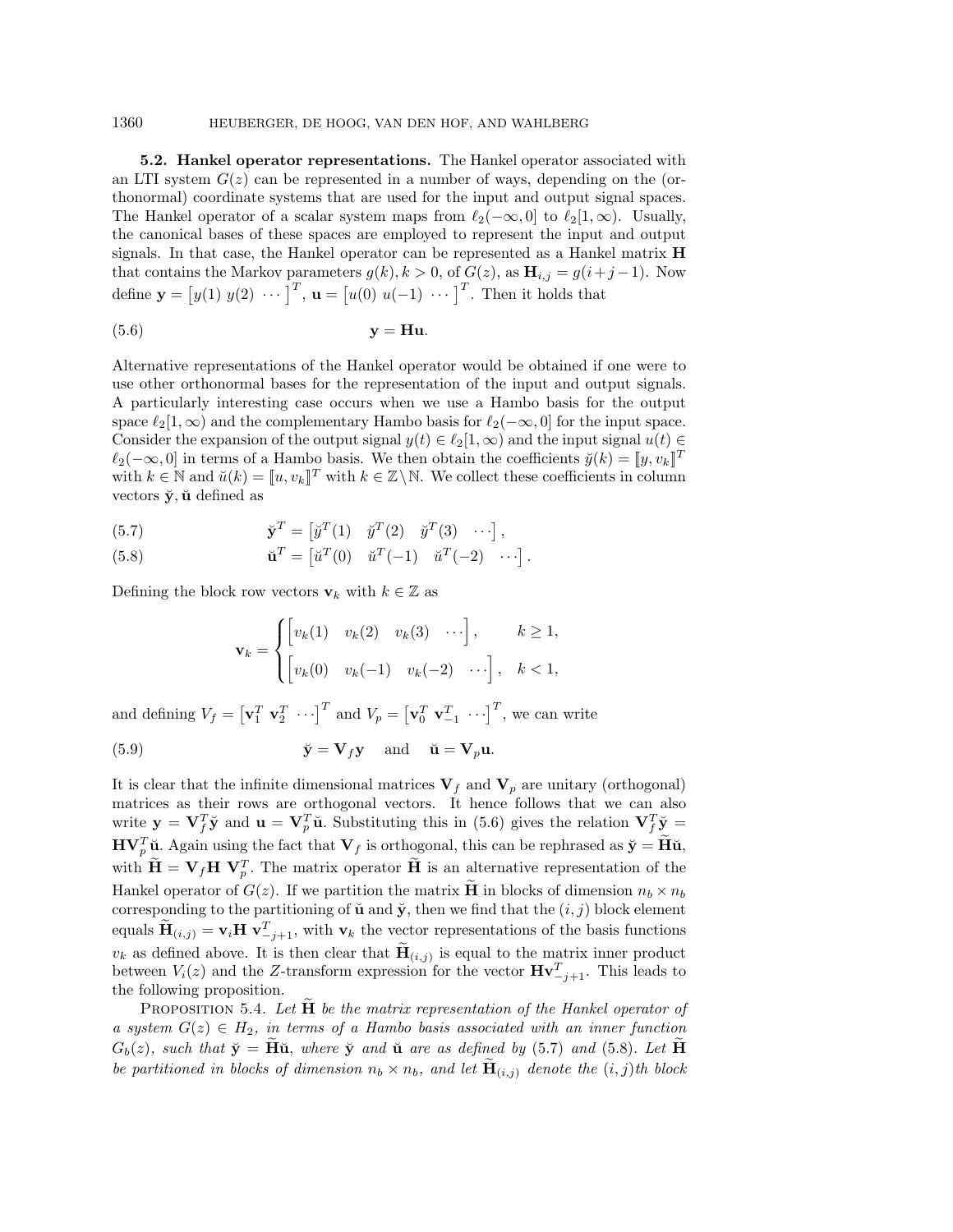**5.2. Hankel operator representations.** The Hankel operator associated with an LTI system $G(z)$ can be represented in a number of ways, depending on the (orthonormal) coordinate systems that are used for the input and output signal spaces. The Hankel operator of a scalar system maps from $\ell_2(-\infty, 0]$ to $\ell_2[1, \infty)$. Usually, the canonical bases of these spaces are employed to represent the input and output signals. In that case, the Hankel operator can be represented as a Hankel matrix $\mathbf{H}$ that contains the Markov parameters $g(k), k > 0$, of $G(z)$, as $\mathbf{H}_{i,j} = g(i+j-1)$. Now define $\mathbf{y} = \begin{bmatrix} y(1) \ y(2) \ \cdots \end{bmatrix}^T$, $\mathbf{u} = \begin{bmatrix} u(0) \ u(-1) \ \cdots \end{bmatrix}^T$. Then it holds that

$$\mathbf{y} = \mathbf{H}\mathbf{u}. \tag{5.6}$$

Alternative representations of the Hankel operator would be obtained if one were to use other orthonormal bases for the representation of the input and output signals. A particularly interesting case occurs when we use a Hambo basis for the output space $\ell_2[1, \infty)$ and the complementary Hambo basis for $\ell_2(-\infty, 0]$ for the input space. Consider the expansion of the output signal $y(t) \in \ell_2[1, \infty)$ and the input signal $u(t) \in \ell_2(-\infty, 0]$ in terms of a Hambo basis. We then obtain the coefficients $\breve{y}(k) = [\![y, v_k]\!]^T$ with $k \in \mathbb{N}$ and $\breve{u}(k) = [\![u, v_k]\!]^T$ with $k \in \mathbb{Z} \backslash \mathbb{N}$. We collect these coefficients in column vectors $\breve{\mathbf{y}}, \breve{\mathbf{u}}$ defined as

$$\breve{\mathbf{y}}^T = \begin{bmatrix} \breve{y}^T(1) & \breve{y}^T(2) & \breve{y}^T(3) & \cdots \end{bmatrix}, \tag{5.7}$$

$$\breve{\mathbf{u}}^T = \begin{bmatrix} \breve{u}^T(0) & \breve{u}^T(-1) & \breve{u}^T(-2) & \cdots \end{bmatrix}. \tag{5.8}$$

Defining the block row vectors $\mathbf{v}_k$ with $k \in \mathbb{Z}$ as

$$\mathbf{v}_k = \begin{cases} \begin{bmatrix} v_k(1) & v_k(2) & v_k(3) & \cdots \end{bmatrix}, & k \geq 1, \\ \begin{bmatrix} v_k(0) & v_k(-1) & v_k(-2) & \cdots \end{bmatrix}, & k < 1, \end{cases}$$

and defining $V_f = \begin{bmatrix} \mathbf{v}_1^T \ \mathbf{v}_2^T \ \cdots \end{bmatrix}^T$ and $V_p = \begin{bmatrix} \mathbf{v}_0^T \ \mathbf{v}_{-1}^T \ \cdots \end{bmatrix}^T$, we can write

$$\breve{\mathbf{y}} = \mathbf{V}_f \mathbf{y} \quad \text{and} \quad \breve{\mathbf{u}} = \mathbf{V}_p \mathbf{u}. \tag{5.9}$$

It is clear that the infinite dimensional matrices $\mathbf{V}_f$ and $\mathbf{V}_p$ are unitary (orthogonal) matrices as their rows are orthogonal vectors. It hence follows that we can also write $\mathbf{y} = \mathbf{V}_f^T \breve{\mathbf{y}}$ and $\mathbf{u} = \mathbf{V}_p^T \breve{\mathbf{u}}$. Substituting this in (5.6) gives the relation $\mathbf{V}_f^T \breve{\mathbf{y}} = \mathbf{H}\mathbf{V}_p^T \breve{\mathbf{u}}$. Again using the fact that $\mathbf{V}_f$ is orthogonal, this can be rephrased as $\breve{\mathbf{y}} = \widetilde{\mathbf{H}}\breve{\mathbf{u}}$, with $\widetilde{\mathbf{H}} = \mathbf{V}_f \mathbf{H} \ \mathbf{V}_p^T$. The matrix operator $\widetilde{\mathbf{H}}$ is an alternative representation of the Hankel operator of $G(z)$. If we partition the matrix $\widetilde{\mathbf{H}}$ in blocks of dimension $n_b \times n_b$ corresponding to the partitioning of $\breve{\mathbf{u}}$ and $\breve{\mathbf{y}}$, then we find that the $(i, j)$ block element equals $\widetilde{\mathbf{H}}_{(i,j)} = \mathbf{v}_i \mathbf{H} \ \mathbf{v}_{-j+1}^T$, with $\mathbf{v}_k$ the vector representations of the basis functions $v_k$ as defined above. It is then clear that $\widetilde{\mathbf{H}}_{(i,j)}$ is equal to the matrix inner product between $V_i(z)$ and the $Z$-transform expression for the vector $\mathbf{H}\mathbf{v}_{-j+1}^T$. This leads to the following proposition.

Proposition 5.4. *Let $\widetilde{\mathbf{H}}$ be the matrix representation of the Hankel operator of a system $G(z) \in H_2$, in terms of a Hambo basis associated with an inner function $G_b(z)$, such that $\breve{\mathbf{y}} = \widetilde{\mathbf{H}}\breve{\mathbf{u}}$, where $\breve{\mathbf{y}}$ and $\breve{\mathbf{u}}$ are as defined by (5.7) and (5.8). Let $\widetilde{\mathbf{H}}$ be partitioned in blocks of dimension $n_b \times n_b$, and let $\widetilde{\mathbf{H}}_{(i,j)}$ denote the $(i,j)$th block*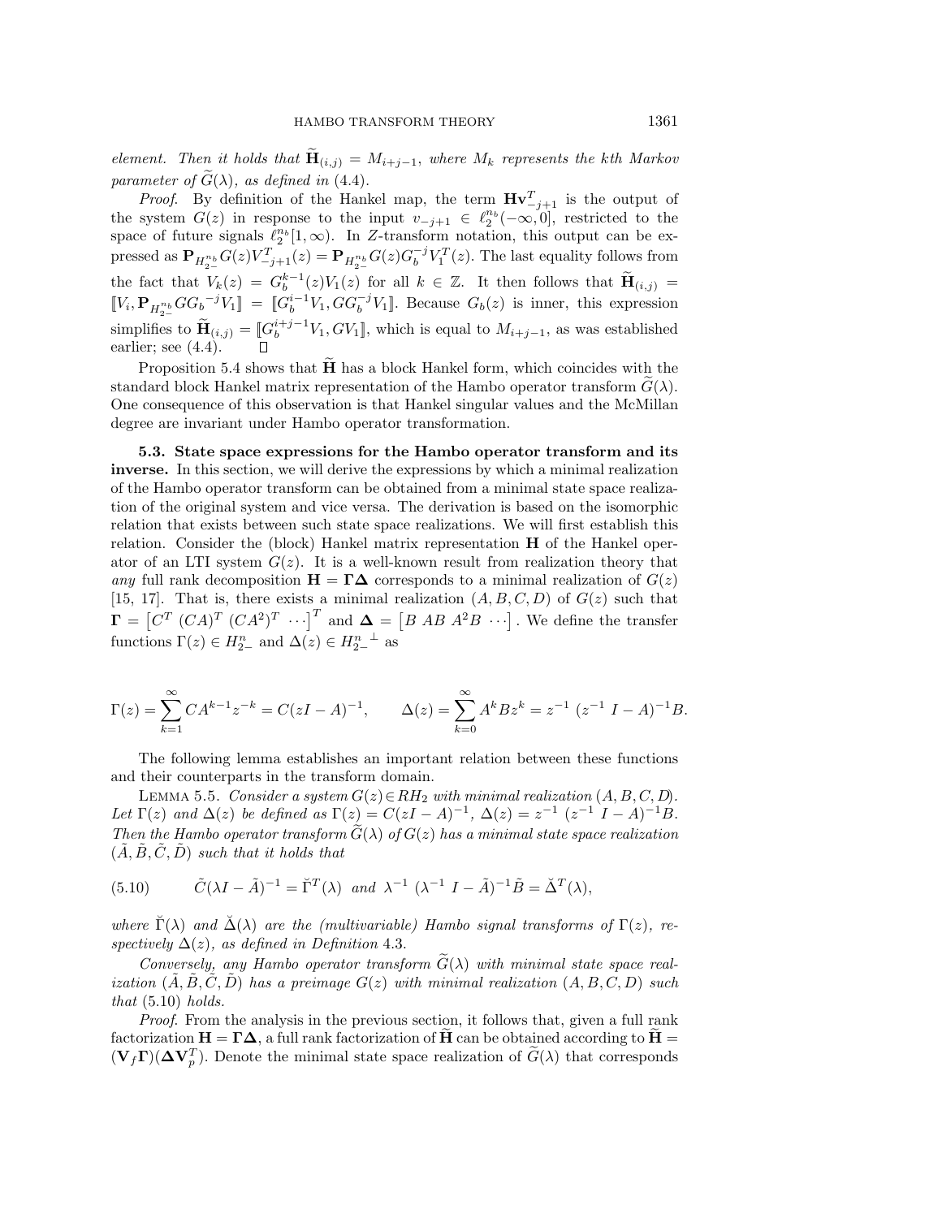*element. Then it holds that* $\widetilde{\mathbf{H}}_{(i,j)} = M_{i+j-1}$*, where* $M_k$ *represents the kth Markov parameter of* $\widetilde{G}(\lambda)$*, as defined in* (4.4).

*Proof.* By definition of the Hankel map, the term $\mathbf{H}\mathbf{v}_{-j+1}^T$ is the output of the system $G(z)$ in response to the input $v_{-j+1} \in \ell_2^{n_b}(-\infty, 0]$, restricted to the space of future signals $\ell_2^{n_b}[1,\infty)$. In $Z$-transform notation, this output can be expressed as $\mathbf{P}_{H_{2-}^{n_b}} G(z) V_{-j+1}^T(z) = \mathbf{P}_{H_{2-}^{n_b}} G(z) G_b^{-j} V_1^T(z)$. The last equality follows from the fact that $V_k(z) = G_b^{k-1}(z) V_1(z)$ for all $k \in \mathbb{Z}$. It then follows that $\widetilde{\mathbf{H}}_{(i,j)} = [\![V_i, \mathbf{P}_{H_{2-}^{n_b}} G G_b{}^{-j} V_1]\!] = [\![G_b^{i-1} V_1, G G_b^{-j} V_1]\!]$. Because $G_b(z)$ is inner, this expression simplifies to $\widetilde{\mathbf{H}}_{(i,j)} = [\![G_b^{i+j-1} V_1, G V_1]\!]$, which is equal to $M_{i+j-1}$, as was established earlier; see (4.4). $\square$

Proposition 5.4 shows that $\widetilde{\mathbf{H}}$ has a block Hankel form, which coincides with the standard block Hankel matrix representation of the Hambo operator transform $\widetilde{G}(\lambda)$. One consequence of this observation is that Hankel singular values and the McMillan degree are invariant under Hambo operator transformation.

**5.3. State space expressions for the Hambo operator transform and its inverse.** In this section, we will derive the expressions by which a minimal realization of the Hambo operator transform can be obtained from a minimal state space realization of the original system and vice versa. The derivation is based on the isomorphic relation that exists between such state space realizations. We will first establish this relation. Consider the (block) Hankel matrix representation $\mathbf{H}$ of the Hankel operator of an LTI system $G(z)$. It is a well-known result from realization theory that *any* full rank decomposition $\mathbf{H} = \mathbf{\Gamma}\mathbf{\Delta}$ corresponds to a minimal realization of $G(z)$ [15, 17]. That is, there exists a minimal realization $(A, B, C, D)$ of $G(z)$ such that $\mathbf{\Gamma} = \begin{bmatrix} C^T & (CA)^T & (CA^2)^T & \cdots \end{bmatrix}^T$ and $\mathbf{\Delta} = \begin{bmatrix} B & AB & A^2B & \cdots \end{bmatrix}$. We define the transfer functions $\Gamma(z) \in H_{2-}^n$ and $\Delta(z) \in H_{2-}^n{}^{\perp}$ as

$$\Gamma(z) = \sum_{k=1}^{\infty} CA^{k-1} z^{-k} = C(zI - A)^{-1}, \qquad \Delta(z) = \sum_{k=0}^{\infty} A^k B z^k = z^{-1}\,(z^{-1}\,I - A)^{-1} B.$$

The following lemma establishes an important relation between these functions and their counterparts in the transform domain.

LEMMA 5.5. *Consider a system* $G(z) \in RH_2$ *with minimal realization* $(A, B, C, D)$*. Let* $\Gamma(z)$ *and* $\Delta(z)$ *be defined as* $\Gamma(z) = C(zI - A)^{-1}$*,* $\Delta(z) = z^{-1}\,(z^{-1}\,I - A)^{-1}B$*. Then the Hambo operator transform* $\widetilde{G}(\lambda)$ *of* $G(z)$ *has a minimal state space realization* $(\tilde{A}, \tilde{B}, \tilde{C}, \tilde{D})$ *such that it holds that*

$$\tilde{C}(\lambda I - \tilde{A})^{-1} = \breve{\Gamma}^T(\lambda) \quad \text{and} \quad \lambda^{-1}\,(\lambda^{-1}\,I - \tilde{A})^{-1}\tilde{B} = \breve{\Delta}^T(\lambda), \tag{5.10}$$

*where* $\breve{\Gamma}(\lambda)$ *and* $\breve{\Delta}(\lambda)$ *are the (multivariable) Hambo signal transforms of* $\Gamma(z)$*, respectively* $\Delta(z)$*, as defined in Definition* 4.3*.*

*Conversely, any Hambo operator transform* $\widetilde{G}(\lambda)$ *with minimal state space realization* $(\tilde{A}, \tilde{B}, \tilde{C}, \tilde{D})$ *has a preimage* $G(z)$ *with minimal realization* $(A, B, C, D)$ *such that* (5.10) *holds.*

*Proof.* From the analysis in the previous section, it follows that, given a full rank factorization $\mathbf{H} = \mathbf{\Gamma}\mathbf{\Delta}$, a full rank factorization of $\widetilde{\mathbf{H}}$ can be obtained according to $\widetilde{\mathbf{H}} = (\mathbf{V}_f \mathbf{\Gamma})(\mathbf{\Delta}\mathbf{V}_p^T)$. Denote the minimal state space realization of $\widetilde{G}(\lambda)$ that corresponds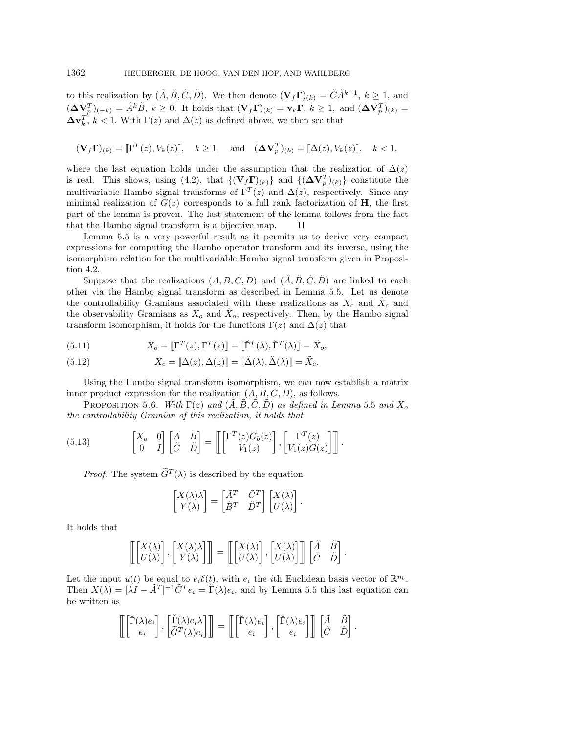to this realization by $(\tilde{A}, \tilde{B}, \tilde{C}, \tilde{D})$. We then denote $(\mathbf{V}_f\mathbf{\Gamma})_{(k)} = \tilde{C}\tilde{A}^{k-1}$, $k \geq 1$, and $(\mathbf{\Delta V}_p^T)_{(-k)} = \tilde{A}^k\tilde{B}$, $k \geq 0$. It holds that $(\mathbf{V}_f\mathbf{\Gamma})_{(k)} = \mathbf{v}_k\mathbf{\Gamma}$, $k \geq 1$, and $(\mathbf{\Delta V}_p^T)_{(k)} = \mathbf{\Delta v}_k^T$, $k < 1$. With $\Gamma(z)$ and $\Delta(z)$ as defined above, we then see that

$$(\mathbf{V}_f\mathbf{\Gamma})_{(k)} = [\![\Gamma^T(z), V_k(z)]\!], \quad k \geq 1, \quad \text{and} \quad (\mathbf{\Delta V}_p^T)_{(k)} = [\![\Delta(z), V_k(z)]\!], \quad k < 1,$$

where the last equation holds under the assumption that the realization of $\Delta(z)$ is real. This shows, using (4.2), that $\{(\mathbf{V}_f\mathbf{\Gamma})_{(k)}\}$ and $\{(\mathbf{\Delta V}_p^T)_{(k)}\}$ constitute the multivariable Hambo signal transforms of $\Gamma^T(z)$ and $\Delta(z)$, respectively. Since any minimal realization of $G(z)$ corresponds to a full rank factorization of $\mathbf{H}$, the first part of the lemma is proven. The last statement of the lemma follows from the fact that the Hambo signal transform is a bijective map. $\square$

Lemma 5.5 is a very powerful result as it permits us to derive very compact expressions for computing the Hambo operator transform and its inverse, using the isomorphism relation for the multivariable Hambo signal transform given in Proposition 4.2.

Suppose that the realizations $(A, B, C, D)$ and $(\tilde{A}, \tilde{B}, \tilde{C}, \tilde{D})$ are linked to each other via the Hambo signal transform as described in Lemma 5.5. Let us denote the controllability Gramians associated with these realizations as $X_c$ and $\tilde{X}_c$ and the observability Gramians as $X_o$ and $\tilde{X}_o$, respectively. Then, by the Hambo signal transform isomorphism, it holds for the functions $\Gamma(z)$ and $\Delta(z)$ that

$$X_o = [\![\Gamma^T(z), \Gamma^T(z)]\!] = [\![\breve{\Gamma}^T(\lambda), \breve{\Gamma}^T(\lambda)]\!] = \tilde{X}_o, \tag{5.11}$$

$$X_c = [\![\Delta(z), \Delta(z)]\!] = [\![\breve{\Delta}(\lambda), \breve{\Delta}(\lambda)]\!] = \tilde{X}_c. \tag{5.12}$$

Using the Hambo signal transform isomorphism, we can now establish a matrix inner product expression for the realization $(\tilde{A}, \tilde{B}, \tilde{C}, \tilde{D})$, as follows.

PROPOSITION 5.6. *With $\Gamma(z)$ and $(\tilde{A}, \tilde{B}, \tilde{C}, \tilde{D})$ as defined in Lemma 5.5 and $X_o$ the controllability Gramian of this realization, it holds that*

$$\begin{bmatrix} X_o & 0 \\ 0 & I \end{bmatrix} \begin{bmatrix} \tilde{A} & \tilde{B} \\ \tilde{C} & \tilde{D} \end{bmatrix} = \left[\!\!\left[ \begin{bmatrix} \Gamma^T(z)G_b(z) \\ V_1(z) \end{bmatrix}, \begin{bmatrix} \Gamma^T(z) \\ V_1(z)G(z) \end{bmatrix} \right]\!\!\right]. \tag{5.13}$$

*Proof.* The system $\widetilde{G}^T(\lambda)$ is described by the equation

$$\begin{bmatrix} X(\lambda)\lambda \\ Y(\lambda) \end{bmatrix} = \begin{bmatrix} \tilde{A}^T & \tilde{C}^T \\ \tilde{B}^T & \tilde{D}^T \end{bmatrix} \begin{bmatrix} X(\lambda) \\ U(\lambda) \end{bmatrix}.$$

It holds that

$$\left[\!\!\left[ \begin{bmatrix} X(\lambda) \\ U(\lambda) \end{bmatrix}, \begin{bmatrix} X(\lambda)\lambda \\ Y(\lambda) \end{bmatrix} \right]\!\!\right] = \left[\!\!\left[ \begin{bmatrix} X(\lambda) \\ U(\lambda) \end{bmatrix}, \begin{bmatrix} X(\lambda) \\ U(\lambda) \end{bmatrix} \right]\!\!\right] \begin{bmatrix} \tilde{A} & \tilde{B} \\ \tilde{C} & \tilde{D} \end{bmatrix}.$$

Let the input $u(t)$ be equal to $e_i\delta(t)$, with $e_i$ the $i$th Euclidean basis vector of $\mathbb{R}^{n_b}$. Then $X(\lambda) = [\lambda I - \tilde{A}^T]^{-1}\tilde{C}^T e_i = \breve{\Gamma}(\lambda)e_i$, and by Lemma 5.5 this last equation can be written as

$$\left[\!\!\left[ \begin{bmatrix} \breve{\Gamma}(\lambda)e_i \\ e_i \end{bmatrix}, \begin{bmatrix} \breve{\Gamma}(\lambda)e_i\lambda \\ \widetilde{G}^T(\lambda)e_i \end{bmatrix} \right]\!\!\right] = \left[\!\!\left[ \begin{bmatrix} \breve{\Gamma}(\lambda)e_i \\ e_i \end{bmatrix}, \begin{bmatrix} \breve{\Gamma}(\lambda)e_i \\ e_i \end{bmatrix} \right]\!\!\right] \begin{bmatrix} \tilde{A} & \tilde{B} \\ \tilde{C} & \tilde{D} \end{bmatrix}.$$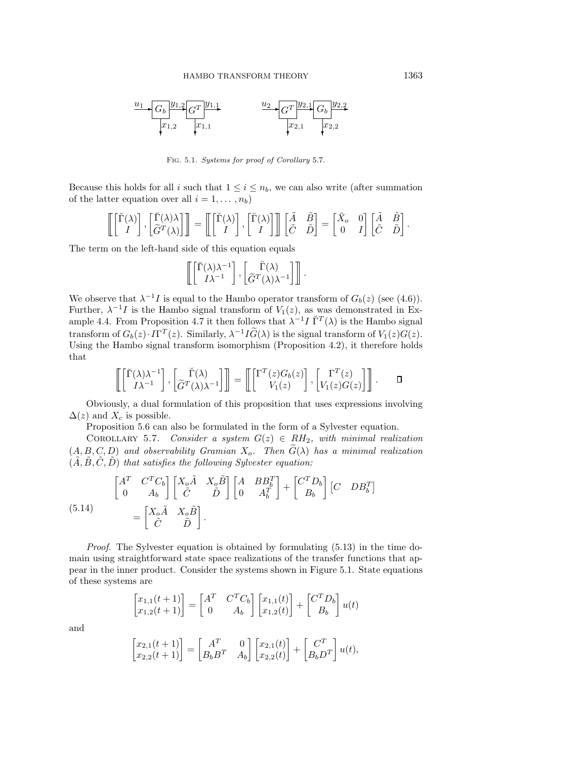$u_1$ → $G_b$ → $y_{1,2}$ → $G^T$ → $y_{1,1}$; $x_{1,2}$, $x_{1,1}$

$u_2$ → $G^T$ → $y_{2,1}$ → $G_b$ → $y_{2,2}$; $x_{2,1}$, $x_{2,2}$

Fig. 5.1. *Systems for proof of Corollary* 5.7.

Because this holds for all $i$ such that $1 \leq i \leq n_b$, we can also write (after summation of the latter equation over all $i = 1, \ldots, n_b$)

$$\left[\!\!\left[ \begin{bmatrix} \breve{\Gamma}(\lambda) \\ I \end{bmatrix}, \begin{bmatrix} \breve{\Gamma}(\lambda)\lambda \\ \widetilde{G}^T(\lambda) \end{bmatrix} \right]\!\!\right] = \left[\!\!\left[ \begin{bmatrix} \breve{\Gamma}(\lambda) \\ I \end{bmatrix}, \begin{bmatrix} \breve{\Gamma}(\lambda) \\ I \end{bmatrix} \right]\!\!\right] \begin{bmatrix} \tilde{A} & \tilde{B} \\ \tilde{C} & \tilde{D} \end{bmatrix} = \begin{bmatrix} \tilde{X}_o & 0 \\ 0 & I \end{bmatrix} \begin{bmatrix} \tilde{A} & \tilde{B} \\ \tilde{C} & \tilde{D} \end{bmatrix}.$$

The term on the left-hand side of this equation equals

$$\left[\!\!\left[ \begin{bmatrix} \breve{\Gamma}(\lambda)\lambda^{-1} \\ I\lambda^{-1} \end{bmatrix}, \begin{bmatrix} \breve{\Gamma}(\lambda) \\ \widetilde{G}^T(\lambda)\lambda^{-1} \end{bmatrix} \right]\!\!\right].$$

We observe that $\lambda^{-1}I$ is equal to the Hambo operator transform of $G_b(z)$ (see (4.6)). Further, $\lambda^{-1}I$ is the Hambo signal transform of $V_1(z)$, as was demonstrated in Example 4.4. From Proposition 4.7 it then follows that $\lambda^{-1}I\,\breve{\Gamma}^T(\lambda)$ is the Hambo signal transform of $G_b(z)\cdot I\Gamma^T(z)$. Similarly, $\lambda^{-1}I\widetilde{G}(\lambda)$ is the signal transform of $V_1(z)G(z)$. Using the Hambo signal transform isomorphism (Proposition 4.2), it therefore holds that

$$\left[\!\!\left[ \begin{bmatrix} \breve{\Gamma}(\lambda)\lambda^{-1} \\ I\lambda^{-1} \end{bmatrix}, \begin{bmatrix} \breve{\Gamma}(\lambda) \\ \widetilde{G}^T(\lambda)\lambda^{-1} \end{bmatrix} \right]\!\!\right] = \left[\!\!\left[ \begin{bmatrix} \Gamma^T(z)G_b(z) \\ V_1(z) \end{bmatrix}, \begin{bmatrix} \Gamma^T(z) \\ V_1(z)G(z) \end{bmatrix} \right]\!\!\right]. \qquad \square$$

Obviously, a dual formulation of this proposition that uses expressions involving $\Delta(z)$ and $X_c$ is possible.

Proposition 5.6 can also be formulated in the form of a Sylvester equation.

Corollary 5.7. *Consider a system $G(z) \in RH_2$, with minimal realization $(A, B, C, D)$ and observability Gramian $X_o$. Then $\widetilde{G}(\lambda)$ has a minimal realization $(\tilde{A}, \tilde{B}, \tilde{C}, \tilde{D})$ that satisfies the following Sylvester equation:*

$$\begin{aligned} &\begin{bmatrix} A^T & C^TC_b \\ 0 & A_b \end{bmatrix} \begin{bmatrix} X_o\tilde{A} & X_o\tilde{B} \\ \tilde{C} & \tilde{D} \end{bmatrix} \begin{bmatrix} A & BB_b^T \\ 0 & A_b^T \end{bmatrix} + \begin{bmatrix} C^TD_b \\ B_b \end{bmatrix} \begin{bmatrix} C & DB_b^T \end{bmatrix} \\ &\qquad = \begin{bmatrix} X_o\tilde{A} & X_o\tilde{B} \\ \tilde{C} & \tilde{D} \end{bmatrix}. \end{aligned} \tag{5.14}$$

*Proof*. The Sylvester equation is obtained by formulating (5.13) in the time domain using straightforward state space realizations of the transfer functions that appear in the inner product. Consider the systems shown in Figure 5.1. State equations of these systems are

$$\begin{bmatrix} x_{1,1}(t+1) \\ x_{1,2}(t+1) \end{bmatrix} = \begin{bmatrix} A^T & C^TC_b \\ 0 & A_b \end{bmatrix} \begin{bmatrix} x_{1,1}(t) \\ x_{1,2}(t) \end{bmatrix} + \begin{bmatrix} C^TD_b \\ B_b \end{bmatrix} u(t)$$

and

$$\begin{bmatrix} x_{2,1}(t+1) \\ x_{2,2}(t+1) \end{bmatrix} = \begin{bmatrix} A^T & 0 \\ B_bB^T & A_b \end{bmatrix} \begin{bmatrix} x_{2,1}(t) \\ x_{2,2}(t) \end{bmatrix} + \begin{bmatrix} C^T \\ B_bD^T \end{bmatrix} u(t),$$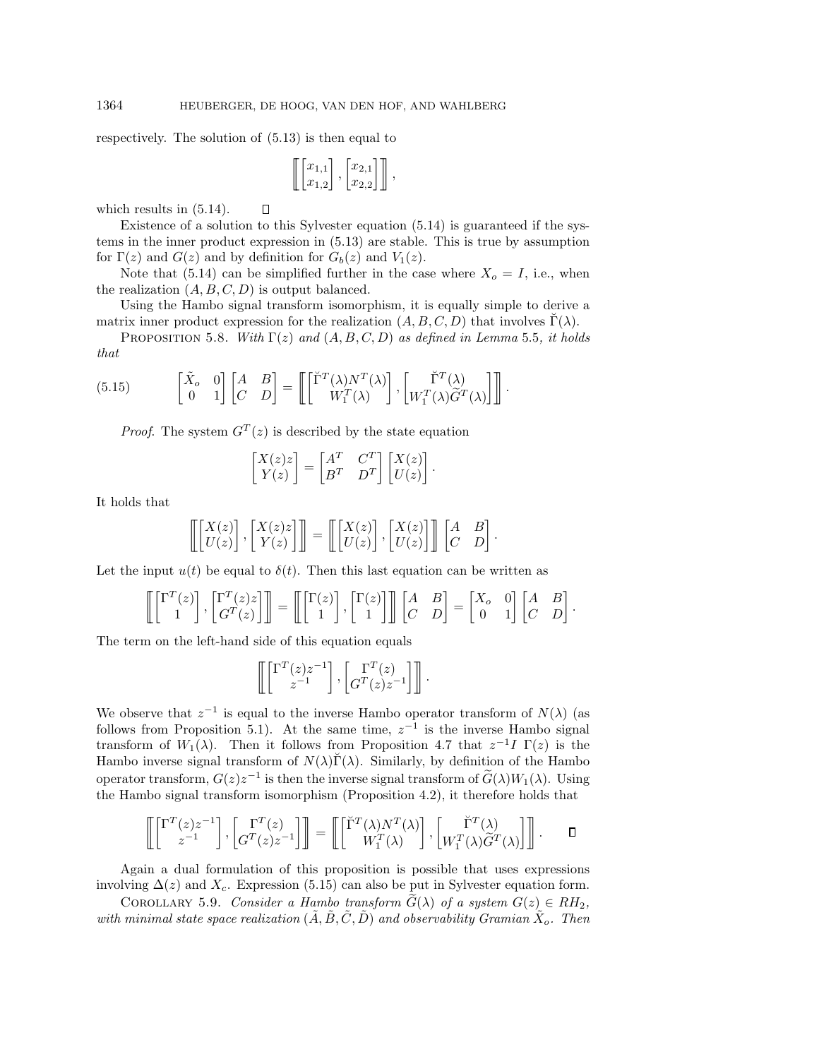respectively. The solution of (5.13) is then equal to

$$\left[\!\left[\begin{bmatrix} x_{1,1} \\ x_{1,2} \end{bmatrix}, \begin{bmatrix} x_{2,1} \\ x_{2,2} \end{bmatrix}\right]\!\right],$$

which results in (5.14). □

Existence of a solution to this Sylvester equation (5.14) is guaranteed if the systems in the inner product expression in (5.13) are stable. This is true by assumption for $\Gamma(z)$ and $G(z)$ and by definition for $G_b(z)$ and $V_1(z)$.

Note that (5.14) can be simplified further in the case where $X_o = I$, i.e., when the realization $(A, B, C, D)$ is output balanced.

Using the Hambo signal transform isomorphism, it is equally simple to derive a matrix inner product expression for the realization $(A, B, C, D)$ that involves $\breve{\Gamma}(\lambda)$.

Proposition 5.8. *With* $\Gamma(z)$ *and* $(A, B, C, D)$ *as defined in Lemma* 5.5*, it holds that*

$$\begin{bmatrix} \tilde{X}_o & 0 \\ 0 & 1 \end{bmatrix} \begin{bmatrix} A & B \\ C & D \end{bmatrix} = \left[\!\left[\begin{bmatrix} \breve{\Gamma}^T(\lambda) N^T(\lambda) \\ W_1^T(\lambda) \end{bmatrix}, \begin{bmatrix} \breve{\Gamma}^T(\lambda) \\ W_1^T(\lambda) \widetilde{G}^T(\lambda) \end{bmatrix}\right]\!\right]. \tag{5.15}$$

*Proof*. The system $G^T(z)$ is described by the state equation

$$\begin{bmatrix} X(z)z \\ Y(z) \end{bmatrix} = \begin{bmatrix} A^T & C^T \\ B^T & D^T \end{bmatrix} \begin{bmatrix} X(z) \\ U(z) \end{bmatrix}.$$

It holds that

$$\left[\!\left[\begin{bmatrix} X(z) \\ U(z) \end{bmatrix}, \begin{bmatrix} X(z)z \\ Y(z) \end{bmatrix}\right]\!\right] = \left[\!\left[\begin{bmatrix} X(z) \\ U(z) \end{bmatrix}, \begin{bmatrix} X(z) \\ U(z) \end{bmatrix}\right]\!\right] \begin{bmatrix} A & B \\ C & D \end{bmatrix}.$$

Let the input $u(t)$ be equal to $\delta(t)$. Then this last equation can be written as

$$\left[\!\left[\begin{bmatrix} \Gamma^T(z) \\ 1 \end{bmatrix}, \begin{bmatrix} \Gamma^T(z)z \\ G^T(z) \end{bmatrix}\right]\!\right] = \left[\!\left[\begin{bmatrix} \Gamma(z) \\ 1 \end{bmatrix}, \begin{bmatrix} \Gamma(z) \\ 1 \end{bmatrix}\right]\!\right] \begin{bmatrix} A & B \\ C & D \end{bmatrix} = \begin{bmatrix} X_o & 0 \\ 0 & 1 \end{bmatrix} \begin{bmatrix} A & B \\ C & D \end{bmatrix}.$$

The term on the left-hand side of this equation equals

$$\left[\!\left[\begin{bmatrix} \Gamma^T(z)z^{-1} \\ z^{-1} \end{bmatrix}, \begin{bmatrix} \Gamma^T(z) \\ G^T(z)z^{-1} \end{bmatrix}\right]\!\right].$$

We observe that $z^{-1}$ is equal to the inverse Hambo operator transform of $N(\lambda)$ (as follows from Proposition 5.1). At the same time, $z^{-1}$ is the inverse Hambo signal transform of $W_1(\lambda)$. Then it follows from Proposition 4.7 that $z^{-1}I\ \Gamma(z)$ is the Hambo inverse signal transform of $N(\lambda)\breve{\Gamma}(\lambda)$. Similarly, by definition of the Hambo operator transform, $G(z)z^{-1}$ is then the inverse signal transform of $\widetilde{G}(\lambda)W_1(\lambda)$. Using the Hambo signal transform isomorphism (Proposition 4.2), it therefore holds that

$$\left[\!\left[\begin{bmatrix} \Gamma^T(z)z^{-1} \\ z^{-1} \end{bmatrix}, \begin{bmatrix} \Gamma^T(z) \\ G^T(z)z^{-1} \end{bmatrix}\right]\!\right] = \left[\!\left[\begin{bmatrix} \breve{\Gamma}^T(\lambda) N^T(\lambda) \\ W_1^T(\lambda) \end{bmatrix}, \begin{bmatrix} \breve{\Gamma}^T(\lambda) \\ W_1^T(\lambda) \widetilde{G}^T(\lambda) \end{bmatrix}\right]\!\right]. \qquad \square$$

Again a dual formulation of this proposition is possible that uses expressions involving $\Delta(z)$ and $X_c$. Expression (5.15) can also be put in Sylvester equation form.

Corollary 5.9. *Consider a Hambo transform* $\widetilde{G}(\lambda)$ *of a system* $G(z) \in RH_2$*, with minimal state space realization* $(\tilde{A}, \tilde{B}, \tilde{C}, \tilde{D})$ *and observability Gramian* $\tilde{X}_o$*. Then*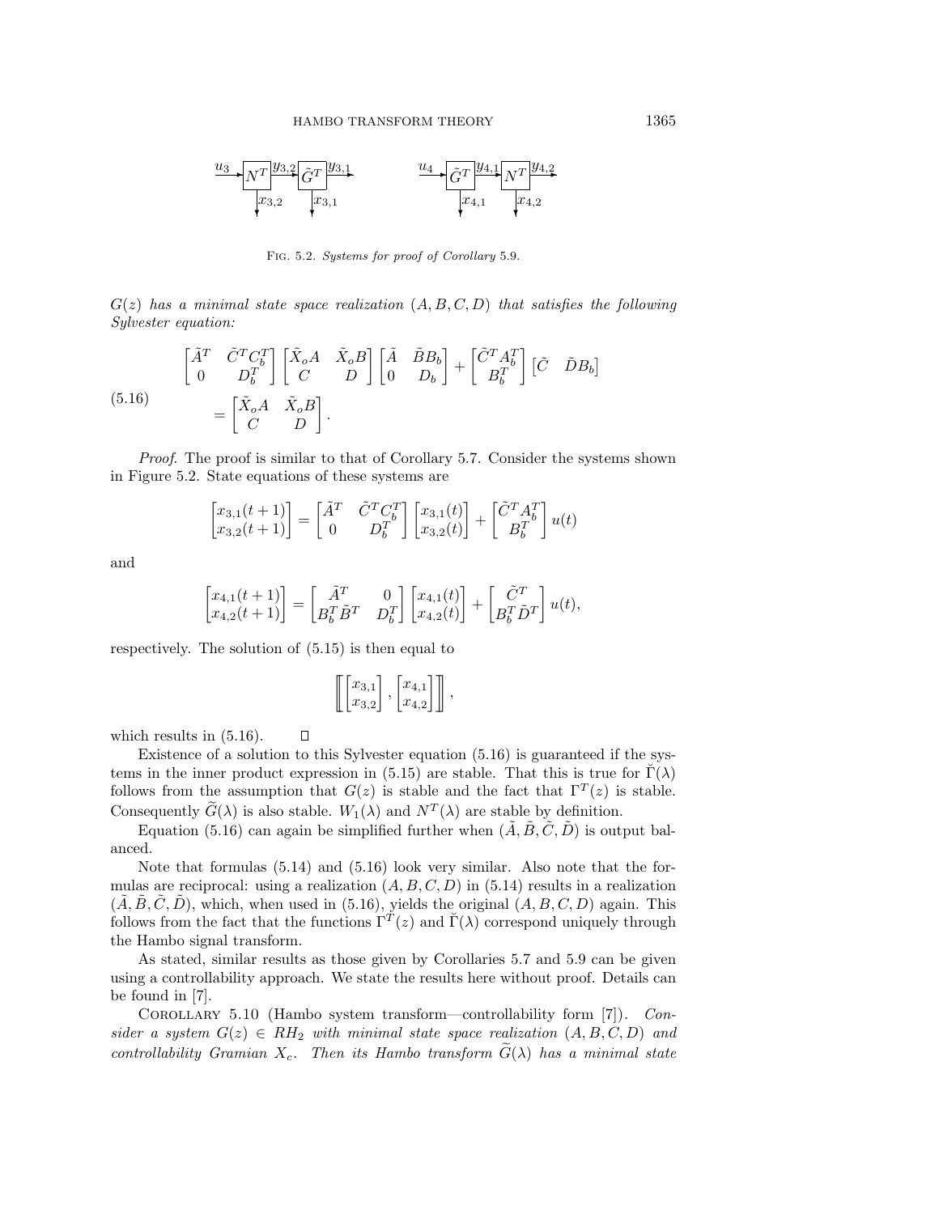$u_3$ → $N^T$ → $y_{3,2}$ → $\tilde{G}^T$ → $y_{3,1}$; $x_{3,2}$, $x_{3,1}$

$u_4$ → $\tilde{G}^T$ → $y_{4,1}$ → $N^T$ → $y_{4,2}$; $x_{4,1}$, $x_{4,2}$

Fig. 5.2. *Systems for proof of Corollary* 5.9.

*$G(z)$ has a minimal state space realization $(A, B, C, D)$ that satisfies the following Sylvester equation:*

$$
\begin{aligned}
&\begin{bmatrix} \tilde{A}^T & \tilde{C}^T C_b^T \\ 0 & D_b^T \end{bmatrix} \begin{bmatrix} \tilde{X}_o A & \tilde{X}_o B \\ C & D \end{bmatrix} \begin{bmatrix} \tilde{A} & \tilde{B} B_b \\ 0 & D_b \end{bmatrix} + \begin{bmatrix} \tilde{C}^T A_b^T \\ B_b^T \end{bmatrix} \begin{bmatrix} \tilde{C} & \tilde{D} B_b \end{bmatrix} \\
&\qquad = \begin{bmatrix} \tilde{X}_o A & \tilde{X}_o B \\ C & D \end{bmatrix}.
\end{aligned} \tag{5.16}
$$

*Proof.* The proof is similar to that of Corollary 5.7. Consider the systems shown in Figure 5.2. State equations of these systems are

$$
\begin{bmatrix} x_{3,1}(t+1) \\ x_{3,2}(t+1) \end{bmatrix} = \begin{bmatrix} \tilde{A}^T & \tilde{C}^T C_b^T \\ 0 & D_b^T \end{bmatrix} \begin{bmatrix} x_{3,1}(t) \\ x_{3,2}(t) \end{bmatrix} + \begin{bmatrix} \tilde{C}^T A_b^T \\ B_b^T \end{bmatrix} u(t)
$$

and

$$
\begin{bmatrix} x_{4,1}(t+1) \\ x_{4,2}(t+1) \end{bmatrix} = \begin{bmatrix} \tilde{A}^T & 0 \\ B_b^T \tilde{B}^T & D_b^T \end{bmatrix} \begin{bmatrix} x_{4,1}(t) \\ x_{4,2}(t) \end{bmatrix} + \begin{bmatrix} \tilde{C}^T \\ B_b^T \tilde{D}^T \end{bmatrix} u(t),
$$

respectively. The solution of (5.15) is then equal to

$$
\left[\!\left[ \begin{bmatrix} x_{3,1} \\ x_{3,2} \end{bmatrix}, \begin{bmatrix} x_{4,1} \\ x_{4,2} \end{bmatrix} \right]\!\right],
$$

which results in (5.16). ∎

Existence of a solution to this Sylvester equation (5.16) is guaranteed if the systems in the inner product expression in (5.15) are stable. That this is true for $\breve{\Gamma}(\lambda)$ follows from the assumption that $G(z)$ is stable and the fact that $\Gamma^T(z)$ is stable. Consequently $\widetilde{G}(\lambda)$ is also stable. $W_1(\lambda)$ and $N^T(\lambda)$ are stable by definition.

Equation (5.16) can again be simplified further when $(\tilde{A}, \tilde{B}, \tilde{C}, \tilde{D})$ is output balanced.

Note that formulas (5.14) and (5.16) look very similar. Also note that the formulas are reciprocal: using a realization $(A, B, C, D)$ in (5.14) results in a realization $(\tilde{A}, \tilde{B}, \tilde{C}, \tilde{D})$, which, when used in (5.16), yields the original $(A, B, C, D)$ again. This follows from the fact that the functions $\Gamma^T(z)$ and $\breve{\Gamma}(\lambda)$ correspond uniquely through the Hambo signal transform.

As stated, similar results as those given by Corollaries 5.7 and 5.9 can be given using a controllability approach. We state the results here without proof. Details can be found in [7].

Corollary 5.10 (Hambo system transform—controllability form [7]). *Consider a system $G(z) \in RH_2$ with minimal state space realization $(A, B, C, D)$ and controllability Gramian $X_c$. Then its Hambo transform $\widetilde{G}(\lambda)$ has a minimal state*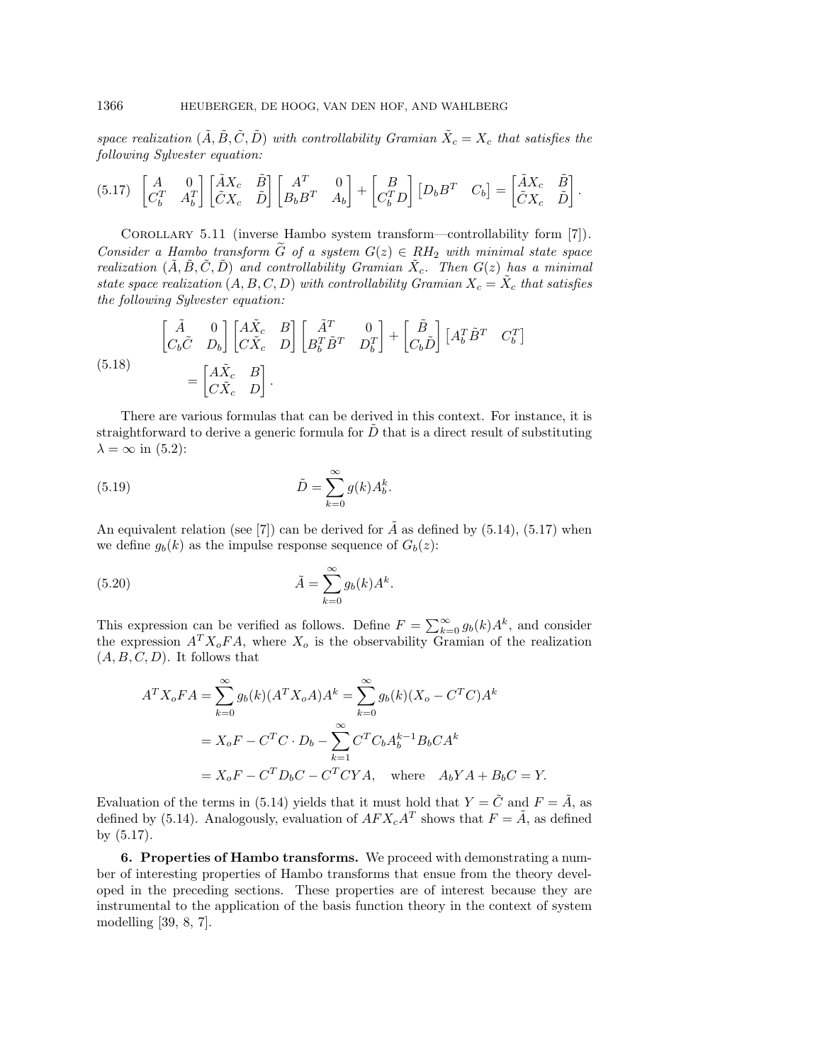*space realization* $(\tilde{A}, \tilde{B}, \tilde{C}, \tilde{D})$ *with controllability Gramian* $\tilde{X}_c = X_c$ *that satisfies the following Sylvester equation:*

$$
(5.17) \quad \begin{bmatrix} A & 0 \\ C_b^T & A_b^T \end{bmatrix} \begin{bmatrix} \tilde{A}X_c & \tilde{B} \\ \tilde{C}X_c & \tilde{D} \end{bmatrix} \begin{bmatrix} A^T & 0 \\ B_b B^T & A_b \end{bmatrix} + \begin{bmatrix} B \\ C_b^T D \end{bmatrix} \begin{bmatrix} D_b B^T & C_b \end{bmatrix} = \begin{bmatrix} \tilde{A}X_c & \tilde{B} \\ \tilde{C}X_c & \tilde{D} \end{bmatrix}.
$$

Corollary 5.11 (inverse Hambo system transform—controllability form [7]). *Consider a Hambo transform* $\widetilde{G}$ *of a system* $G(z) \in RH_2$ *with minimal state space realization* $(\tilde{A}, \tilde{B}, \tilde{C}, \tilde{D})$ *and controllability Gramian* $\tilde{X}_c$. *Then* $G(z)$ *has a minimal state space realization* $(A, B, C, D)$ *with controllability Gramian* $X_c = \tilde{X}_c$ *that satisfies the following Sylvester equation:*

$$
(5.18) \quad \begin{aligned} &\begin{bmatrix} \tilde{A} & 0 \\ C_b\tilde{C} & D_b \end{bmatrix} \begin{bmatrix} A\tilde{X}_c & B \\ C\tilde{X}_c & D \end{bmatrix} \begin{bmatrix} \tilde{A}^T & 0 \\ B_b^T \tilde{B}^T & D_b^T \end{bmatrix} + \begin{bmatrix} \tilde{B} \\ C_b\tilde{D} \end{bmatrix} \begin{bmatrix} A_b^T \tilde{B}^T & C_b^T \end{bmatrix} \\ &\quad = \begin{bmatrix} A\tilde{X}_c & B \\ C\tilde{X}_c & D \end{bmatrix}. \end{aligned}
$$

There are various formulas that can be derived in this context. For instance, it is straightforward to derive a generic formula for $\tilde{D}$ that is a direct result of substituting $\lambda = \infty$ in (5.2):

$$
(5.19) \quad \tilde{D} = \sum_{k=0}^{\infty} g(k) A_b^k.
$$

An equivalent relation (see [7]) can be derived for $\tilde{A}$ as defined by (5.14), (5.17) when we define $g_b(k)$ as the impulse response sequence of $G_b(z)$:

$$
(5.20) \quad \tilde{A} = \sum_{k=0}^{\infty} g_b(k) A^k.
$$

This expression can be verified as follows. Define $F = \sum_{k=0}^{\infty} g_b(k) A^k$, and consider the expression $A^T X_o F A$, where $X_o$ is the observability Gramian of the realization $(A, B, C, D)$. It follows that

$$
\begin{aligned}
A^T X_o F A &= \sum_{k=0}^{\infty} g_b(k) (A^T X_o A) A^k = \sum_{k=0}^{\infty} g_b(k) (X_o - C^T C) A^k \\
&= X_o F - C^T C \cdot D_b - \sum_{k=1}^{\infty} C^T C_b A_b^{k-1} B_b C A^k \\
&= X_o F - C^T D_b C - C^T C Y A, \quad \text{where} \quad A_b Y A + B_b C = Y.
\end{aligned}
$$

Evaluation of the terms in (5.14) yields that it must hold that $Y = \tilde{C}$ and $F = \tilde{A}$, as defined by (5.14). Analogously, evaluation of $AFX_cA^T$ shows that $F = \tilde{A}$, as defined by (5.17).

## 6. Properties of Hambo transforms.

We proceed with demonstrating a number of interesting properties of Hambo transforms that ensue from the theory developed in the preceding sections. These properties are of interest because they are instrumental to the application of the basis function theory in the context of system modelling [39, 8, 7].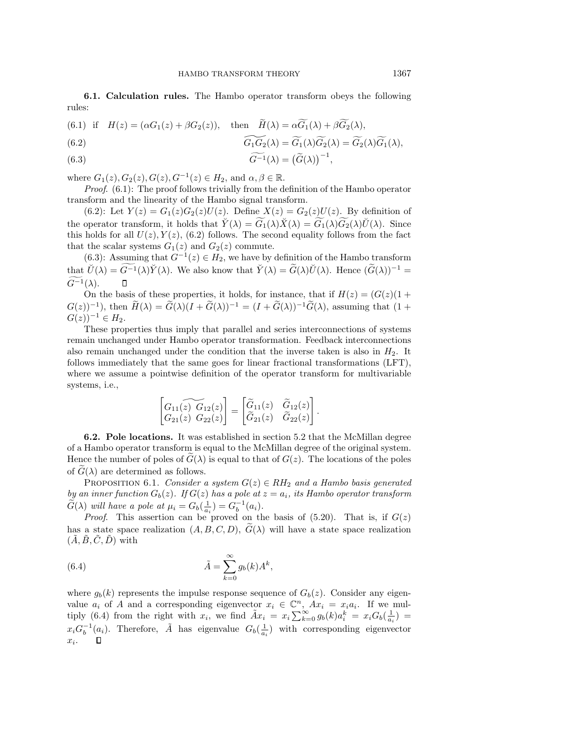**6.1. Calculation rules.** The Hambo operator transform obeys the following rules:

$$\text{if}\quad H(z) = (\alpha G_1(z) + \beta G_2(z)), \quad \text{then}\quad \widetilde{H}(\lambda) = \alpha \widetilde{G_1}(\lambda) + \beta \widetilde{G_2}(\lambda), \tag{6.1}$$

$$\widetilde{G_1 G_2}(\lambda) = \widetilde{G_1}(\lambda)\widetilde{G_2}(\lambda) = \widetilde{G_2}(\lambda)\widetilde{G_1}(\lambda), \tag{6.2}$$

$$\widetilde{G^{-1}}(\lambda) = \left(\widetilde{G}(\lambda)\right)^{-1}, \tag{6.3}$$

where $G_1(z), G_2(z), G(z), G^{-1}(z) \in H_2$, and $\alpha, \beta \in \mathbb{R}$.

*Proof.* (6.1): The proof follows trivially from the definition of the Hambo operator transform and the linearity of the Hambo signal transform.

(6.2): Let $Y(z) = G_1(z)G_2(z)U(z)$. Define $X(z) = G_2(z)U(z)$. By definition of the operator transform, it holds that $\breve{Y}(\lambda) = \widetilde{G_1}(\lambda)\breve{X}(\lambda) = \widetilde{G_1}(\lambda)\widetilde{G_2}(\lambda)\breve{U}(\lambda)$. Since this holds for all $U(z), Y(z)$, (6.2) follows. The second equality follows from the fact that the scalar systems $G_1(z)$ and $G_2(z)$ commute.

(6.3): Assuming that $G^{-1}(z) \in H_2$, we have by definition of the Hambo transform that $\breve{U}(\lambda) = \widetilde{G^{-1}}(\lambda)\breve{Y}(\lambda)$. We also know that $\breve{Y}(\lambda) = \widetilde{G}(\lambda)\breve{U}(\lambda)$. Hence $(\widetilde{G}(\lambda))^{-1} = \widetilde{G^{-1}}(\lambda)$. ∎

On the basis of these properties, it holds, for instance, that if $H(z) = (G(z)(1 + G(z))^{-1})$, then $\widetilde{H}(\lambda) = \widetilde{G}(\lambda)(I + \widetilde{G}(\lambda))^{-1} = (I + \widetilde{G}(\lambda))^{-1}\widetilde{G}(\lambda)$, assuming that $(1 + G(z))^{-1} \in H_2$.

These properties thus imply that parallel and series interconnections of systems remain unchanged under Hambo operator transformation. Feedback interconnections also remain unchanged under the condition that the inverse taken is also in $H_2$. It follows immediately that the same goes for linear fractional transformations (LFT), where we assume a pointwise definition of the operator transform for multivariable systems, i.e.,

$$\widetilde{\begin{bmatrix} G_{11}(z) & G_{12}(z) \\ G_{21}(z) & G_{22}(z) \end{bmatrix}} = \begin{bmatrix} \widetilde{G}_{11}(z) & \widetilde{G}_{12}(z) \\ \widetilde{G}_{21}(z) & \widetilde{G}_{22}(z) \end{bmatrix}.$$

**6.2. Pole locations.** It was established in section 5.2 that the McMillan degree of a Hambo operator transform is equal to the McMillan degree of the original system. Hence the number of poles of $\widetilde{G}(\lambda)$ is equal to that of $G(z)$. The locations of the poles of $\widetilde{G}(\lambda)$ are determined as follows.

PROPOSITION 6.1. *Consider a system $G(z) \in RH_2$ and a Hambo basis generated by an inner function $G_b(z)$. If $G(z)$ has a pole at $z = a_i$, its Hambo operator transform $\widetilde{G}(\lambda)$ will have a pole at $\mu_i = G_b(\frac{1}{a_i}) = G_b^{-1}(a_i)$.*

*Proof.* This assertion can be proved on the basis of (5.20). That is, if $G(z)$ has a state space realization $(A, B, C, D)$, $\widetilde{G}(\lambda)$ will have a state space realization $(\tilde{A}, \tilde{B}, \tilde{C}, \tilde{D})$ with

$$\tilde{A} = \sum_{k=0}^{\infty} g_b(k) A^k, \tag{6.4}$$

where $g_b(k)$ represents the impulse response sequence of $G_b(z)$. Consider any eigenvalue $a_i$ of $A$ and a corresponding eigenvector $x_i \in \mathbb{C}^n$, $Ax_i = x_i a_i$. If we multiply (6.4) from the right with $x_i$, we find $\tilde{A}x_i = x_i \sum_{k=0}^{\infty} g_b(k) a_i^k = x_i G_b(\frac{1}{a_i}) = x_i G_b^{-1}(a_i)$. Therefore, $\tilde{A}$ has eigenvalue $G_b(\frac{1}{a_i})$ with corresponding eigenvector $x_i$. ∎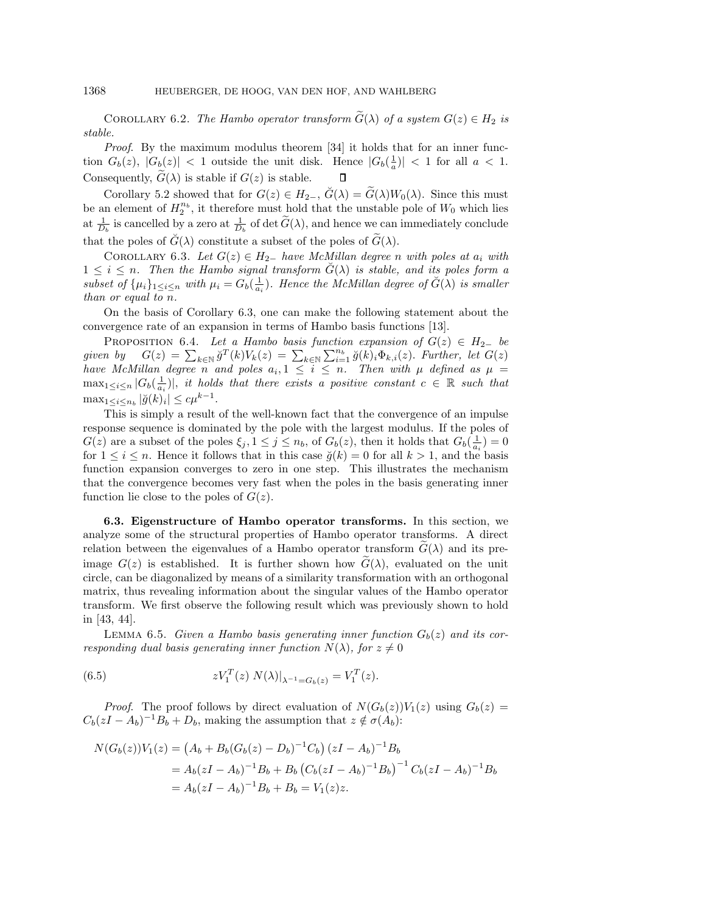COROLLARY 6.2. *The Hambo operator transform $\widetilde{G}(\lambda)$ of a system $G(z) \in H_2$ is stable.*

*Proof.* By the maximum modulus theorem [34] it holds that for an inner function $G_b(z)$, $|G_b(z)| < 1$ outside the unit disk. Hence $|G_b(\frac{1}{a})| < 1$ for all $a < 1$. Consequently, $\widetilde{G}(\lambda)$ is stable if $G(z)$ is stable. ∎

Corollary 5.2 showed that for $G(z) \in H_{2-}$, $\breve{G}(\lambda) = \widetilde{G}(\lambda)W_0(\lambda)$. Since this must be an element of $H_2^{n_b}$, it therefore must hold that the unstable pole of $W_0$ which lies at $\frac{1}{D_b}$ is cancelled by a zero at $\frac{1}{D_b}$ of $\det \widetilde{G}(\lambda)$, and hence we can immediately conclude that the poles of $\breve{G}(\lambda)$ constitute a subset of the poles of $\widetilde{G}(\lambda)$.

COROLLARY 6.3. *Let $G(z) \in H_{2-}$ have McMillan degree $n$ with poles at $a_i$ with $1 \leq i \leq n$. Then the Hambo signal transform $\breve{G}(\lambda)$ is stable, and its poles form a subset of $\{\mu_i\}_{1 \leq i \leq n}$ with $\mu_i = G_b(\frac{1}{a_i})$. Hence the McMillan degree of $\breve{G}(\lambda)$ is smaller than or equal to $n$.*

On the basis of Corollary 6.3, one can make the following statement about the convergence rate of an expansion in terms of Hambo basis functions [13].

PROPOSITION 6.4. *Let a Hambo basis function expansion of $G(z) \in H_{2-}$ be given by $G(z) = \sum_{k \in \mathbb{N}} \breve{g}^T(k)V_k(z) = \sum_{k \in \mathbb{N}} \sum_{i=1}^{n_b} \breve{g}(k)_i \Phi_{k,i}(z)$. Further, let $G(z)$ have McMillan degree $n$ and poles $a_i, 1 \leq i \leq n$. Then with $\mu$ defined as $\mu = \max_{1 \leq i \leq n} |G_b(\frac{1}{a_i})|$, it holds that there exists a positive constant $c \in \mathbb{R}$ such that $\max_{1 \leq i \leq n_b} |\breve{g}(k)_i| \leq c\mu^{k-1}$.*

This is simply a result of the well-known fact that the convergence of an impulse response sequence is dominated by the pole with the largest modulus. If the poles of $G(z)$ are a subset of the poles $\xi_j, 1 \leq j \leq n_b$, of $G_b(z)$, then it holds that $G_b(\frac{1}{a_i}) = 0$ for $1 \leq i \leq n$. Hence it follows that in this case $\breve{g}(k) = 0$ for all $k > 1$, and the basis function expansion converges to zero in one step. This illustrates the mechanism that the convergence becomes very fast when the poles in the basis generating inner function lie close to the poles of $G(z)$.

### 6.3. Eigenstructure of Hambo operator transforms.

In this section, we analyze some of the structural properties of Hambo operator transforms. A direct relation between the eigenvalues of a Hambo operator transform $\widetilde{G}(\lambda)$ and its preimage $G(z)$ is established. It is further shown how $\widetilde{G}(\lambda)$, evaluated on the unit circle, can be diagonalized by means of a similarity transformation with an orthogonal matrix, thus revealing information about the singular values of the Hambo operator transform. We first observe the following result which was previously shown to hold in [43, 44].

LEMMA 6.5. *Given a Hambo basis generating inner function $G_b(z)$ and its corresponding dual basis generating inner function $N(\lambda)$, for $z \neq 0$*

$$zV_1^T(z)\, N(\lambda)|_{\lambda^{-1} = G_b(z)} = V_1^T(z). \tag{6.5}$$

*Proof.* The proof follows by direct evaluation of $N(G_b(z))V_1(z)$ using $G_b(z) = C_b(zI - A_b)^{-1}B_b + D_b$, making the assumption that $z \notin \sigma(A_b)$:

$$\begin{aligned}
N(G_b(z))V_1(z) &= \left(A_b + B_b(G_b(z) - D_b)^{-1}C_b\right)(zI - A_b)^{-1}B_b \\
&= A_b(zI - A_b)^{-1}B_b + B_b\left(C_b(zI - A_b)^{-1}B_b\right)^{-1}C_b(zI - A_b)^{-1}B_b \\
&= A_b(zI - A_b)^{-1}B_b + B_b = V_1(z)z.
\end{aligned}$$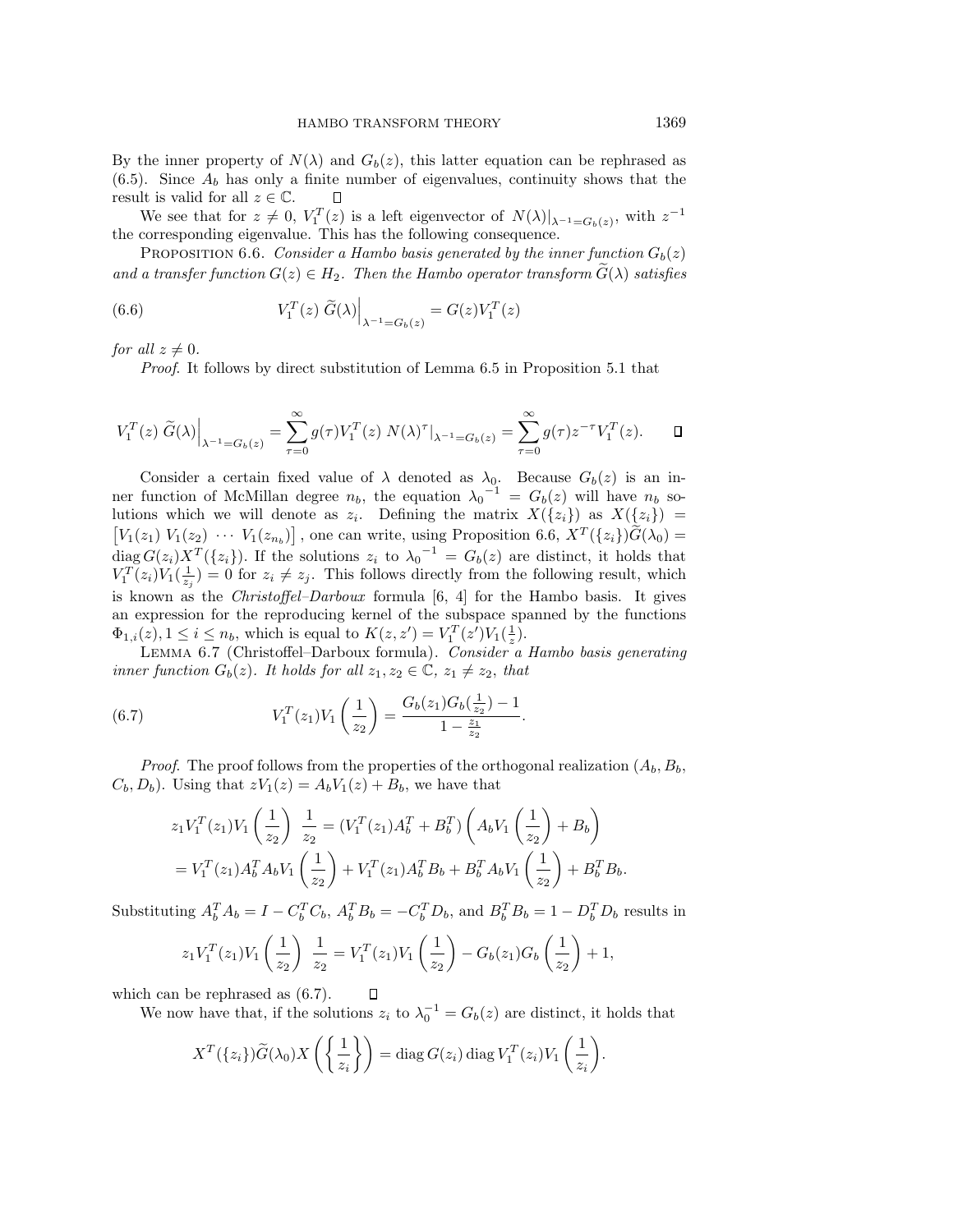By the inner property of $N(\lambda)$ and $G_b(z)$, this latter equation can be rephrased as (6.5). Since $A_b$ has only a finite number of eigenvalues, continuity shows that the result is valid for all $z \in \mathbb{C}$. □

We see that for $z \neq 0$, $V_1^T(z)$ is a left eigenvector of $N(\lambda)|_{\lambda^{-1}=G_b(z)}$, with $z^{-1}$ the corresponding eigenvalue. This has the following consequence.

PROPOSITION 6.6. *Consider a Hambo basis generated by the inner function $G_b(z)$ and a transfer function $G(z) \in H_2$. Then the Hambo operator transform $\widetilde{G}(\lambda)$ satisfies*

$$V_1^T(z)\ \widetilde{G}(\lambda)\Big|_{\lambda^{-1}=G_b(z)} = G(z)V_1^T(z) \tag{6.6}$$

*for all $z \neq 0$.*

*Proof.* It follows by direct substitution of Lemma 6.5 in Proposition 5.1 that

$$V_1^T(z)\ \widetilde{G}(\lambda)\Big|_{\lambda^{-1}=G_b(z)} = \sum_{\tau=0}^{\infty} g(\tau)V_1^T(z)\ N(\lambda)^{\tau}|_{\lambda^{-1}=G_b(z)} = \sum_{\tau=0}^{\infty} g(\tau)z^{-\tau}V_1^T(z). \qquad \square$$

Consider a certain fixed value of $\lambda$ denoted as $\lambda_0$. Because $G_b(z)$ is an inner function of McMillan degree $n_b$, the equation ${\lambda_0}^{-1} = G_b(z)$ will have $n_b$ solutions which we will denote as $z_i$. Defining the matrix $X(\{z_i\})$ as $X(\{z_i\}) = \left[V_1(z_1)\ V_1(z_2)\ \cdots\ V_1(z_{n_b})\right]$, one can write, using Proposition 6.6, $X^T(\{z_i\})\widetilde{G}(\lambda_0) = \operatorname{diag} G(z_i)X^T(\{z_i\})$. If the solutions $z_i$ to ${\lambda_0}^{-1} = G_b(z)$ are distinct, it holds that $V_1^T(z_i)V_1(\frac{1}{z_j}) = 0$ for $z_i \neq z_j$. This follows directly from the following result, which is known as the *Christoffel–Darboux* formula [6, 4] for the Hambo basis. It gives an expression for the reproducing kernel of the subspace spanned by the functions $\Phi_{1,i}(z), 1 \leq i \leq n_b$, which is equal to $K(z, z') = V_1^T(z')V_1(\frac{1}{z})$.

LEMMA 6.7 (Christoffel–Darboux formula). *Consider a Hambo basis generating inner function $G_b(z)$. It holds for all $z_1, z_2 \in \mathbb{C}$, $z_1 \neq z_2$, that*

$$V_1^T(z_1)V_1\left(\frac{1}{z_2}\right) = \frac{G_b(z_1)G_b(\frac{1}{z_2}) - 1}{1 - \frac{z_1}{z_2}}. \tag{6.7}$$

*Proof.* The proof follows from the properties of the orthogonal realization $(A_b, B_b, C_b, D_b)$. Using that $zV_1(z) = A_bV_1(z) + B_b$, we have that

$$\begin{aligned}
z_1V_1^T(z_1)V_1\left(\frac{1}{z_2}\right)\ \frac{1}{z_2} &= (V_1^T(z_1)A_b^T + B_b^T)\left(A_bV_1\left(\frac{1}{z_2}\right) + B_b\right) \\
&= V_1^T(z_1)A_b^TA_bV_1\left(\frac{1}{z_2}\right) + V_1^T(z_1)A_b^TB_b + B_b^TA_bV_1\left(\frac{1}{z_2}\right) + B_b^TB_b.
\end{aligned}$$

Substituting $A_b^TA_b = I - C_b^TC_b$, $A_b^TB_b = -C_b^TD_b$, and $B_b^TB_b = 1 - D_b^TD_b$ results in

$$z_1V_1^T(z_1)V_1\left(\frac{1}{z_2}\right)\ \frac{1}{z_2} = V_1^T(z_1)V_1\left(\frac{1}{z_2}\right) - G_b(z_1)G_b\left(\frac{1}{z_2}\right) + 1,$$

which can be rephrased as (6.7). □

We now have that, if the solutions $z_i$ to $\lambda_0^{-1} = G_b(z)$ are distinct, it holds that

$$X^T(\{z_i\})\widetilde{G}(\lambda_0)X\left(\left\{\frac{1}{z_i}\right\}\right) = \operatorname{diag} G(z_i)\operatorname{diag} V_1^T(z_i)V_1\left(\frac{1}{z_i}\right).$$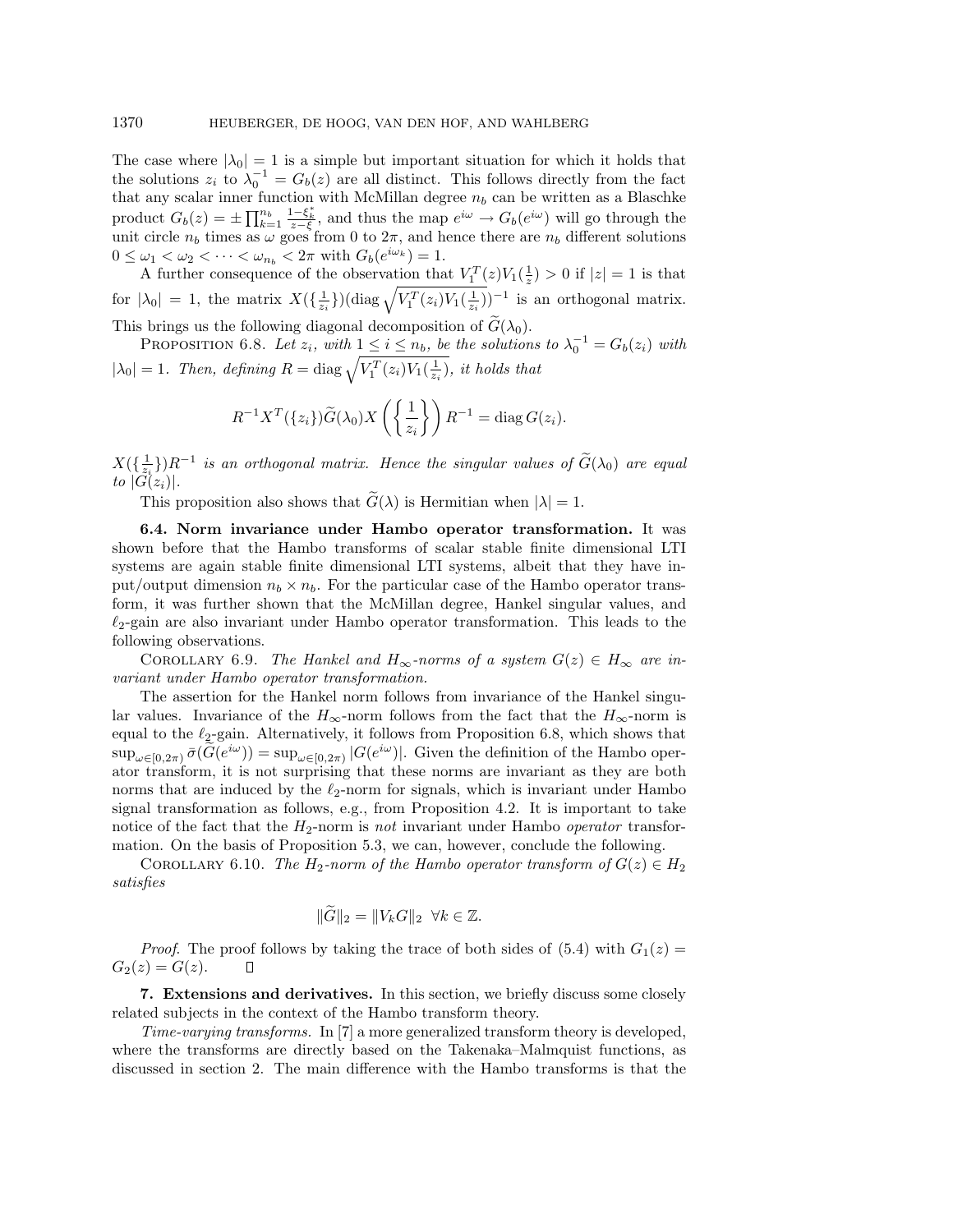The case where $|\lambda_0| = 1$ is a simple but important situation for which it holds that the solutions $z_i$ to $\lambda_0^{-1} = G_b(z)$ are all distinct. This follows directly from the fact that any scalar inner function with McMillan degree $n_b$ can be written as a Blaschke product $G_b(z) = \pm \prod_{k=1}^{n_b} \frac{1-\xi_k^*}{z-\xi}$, and thus the map $e^{i\omega} \to G_b(e^{i\omega})$ will go through the unit circle $n_b$ times as $\omega$ goes from 0 to $2\pi$, and hence there are $n_b$ different solutions $0 \leq \omega_1 < \omega_2 < \cdots < \omega_{n_b} < 2\pi$ with $G_b(e^{i\omega_k}) = 1$.

A further consequence of the observation that $V_1^T(z)V_1(\frac{1}{z}) > 0$ if $|z| = 1$ is that for $|\lambda_0| = 1$, the matrix $X(\{\frac{1}{z_i}\})(\operatorname{diag}\sqrt{V_1^T(z_i)V_1(\frac{1}{z_i})})^{-1}$ is an orthogonal matrix. This brings us the following diagonal decomposition of $\widetilde{G}(\lambda_0)$.

Proposition 6.8. *Let $z_i$, with $1 \leq i \leq n_b$, be the solutions to $\lambda_0^{-1} = G_b(z_i)$ with $|\lambda_0| = 1$. Then, defining $R = \operatorname{diag}\sqrt{V_1^T(z_i)V_1(\frac{1}{z_i})}$, it holds that*

$$R^{-1}X^T(\{z_i\})\widetilde{G}(\lambda_0)X\left(\left\{\frac{1}{z_i}\right\}\right)R^{-1} = \operatorname{diag} G(z_i).$$

*$X(\{\frac{1}{z_i}\})R^{-1}$ is an orthogonal matrix. Hence the singular values of $\widetilde{G}(\lambda_0)$ are equal to $|G(z_i)|$.*

This proposition also shows that $\widetilde{G}(\lambda)$ is Hermitian when $|\lambda| = 1$.

**6.4. Norm invariance under Hambo operator transformation.** It was shown before that the Hambo transforms of scalar stable finite dimensional LTI systems are again stable finite dimensional LTI systems, albeit that they have input/output dimension $n_b \times n_b$. For the particular case of the Hambo operator transform, it was further shown that the McMillan degree, Hankel singular values, and $\ell_2$-gain are also invariant under Hambo operator transformation. This leads to the following observations.

Corollary 6.9. *The Hankel and $H_\infty$-norms of a system $G(z) \in H_\infty$ are invariant under Hambo operator transformation.*

The assertion for the Hankel norm follows from invariance of the Hankel singular values. Invariance of the $H_\infty$-norm follows from the fact that the $H_\infty$-norm is equal to the $\ell_2$-gain. Alternatively, it follows from Proposition 6.8, which shows that $\sup_{\omega\in[0,2\pi)} \bar{\sigma}(\widetilde{G}(e^{i\omega})) = \sup_{\omega\in[0,2\pi)} |G(e^{i\omega})|$. Given the definition of the Hambo operator transform, it is not surprising that these norms are invariant as they are both norms that are induced by the $\ell_2$-norm for signals, which is invariant under Hambo signal transformation as follows, e.g., from Proposition 4.2. It is important to take notice of the fact that the $H_2$-norm is *not* invariant under Hambo *operator* transformation. On the basis of Proposition 5.3, we can, however, conclude the following.

Corollary 6.10. *The $H_2$-norm of the Hambo operator transform of $G(z) \in H_2$ satisfies*

$$\|\widetilde{G}\|_2 = \|V_k G\|_2 \quad \forall k \in \mathbb{Z}.$$

*Proof.* The proof follows by taking the trace of both sides of (5.4) with $G_1(z) = G_2(z) = G(z)$. ◻

**7. Extensions and derivatives.** In this section, we briefly discuss some closely related subjects in the context of the Hambo transform theory.

*Time-varying transforms.* In [7] a more generalized transform theory is developed, where the transforms are directly based on the Takenaka–Malmquist functions, as discussed in section 2. The main difference with the Hambo transforms is that the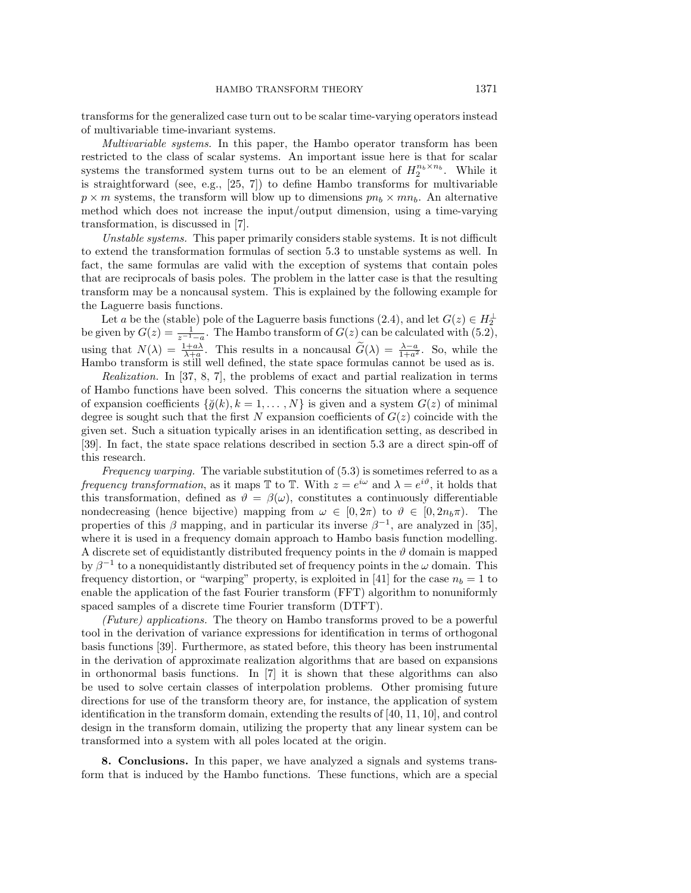transforms for the generalized case turn out to be scalar time-varying operators instead of multivariable time-invariant systems.

*Multivariable systems.* In this paper, the Hambo operator transform has been restricted to the class of scalar systems. An important issue here is that for scalar systems the transformed system turns out to be an element of $H_2^{n_b \times n_b}$. While it is straightforward (see, e.g., [25, 7]) to define Hambo transforms for multivariable $p \times m$ systems, the transform will blow up to dimensions $pn_b \times mn_b$. An alternative method which does not increase the input/output dimension, using a time-varying transformation, is discussed in [7].

*Unstable systems.* This paper primarily considers stable systems. It is not difficult to extend the transformation formulas of section 5.3 to unstable systems as well. In fact, the same formulas are valid with the exception of systems that contain poles that are reciprocals of basis poles. The problem in the latter case is that the resulting transform may be a noncausal system. This is explained by the following example for the Laguerre basis functions.

Let $a$ be the (stable) pole of the Laguerre basis functions (2.4), and let $G(z) \in H_2^\perp$ be given by $G(z) = \frac{1}{z^{-1}-a}$. The Hambo transform of $G(z)$ can be calculated with (5.2), using that $N(\lambda) = \frac{1+a\lambda}{\lambda+a}$. This results in a noncausal $\widetilde{G}(\lambda) = \frac{\lambda-a}{1+a^2}$. So, while the Hambo transform is still well defined, the state space formulas cannot be used as is.

*Realization.* In [37, 8, 7], the problems of exact and partial realization in terms of Hambo functions have been solved. This concerns the situation where a sequence of expansion coefficients $\{\breve{g}(k), k = 1, \ldots, N\}$ is given and a system $G(z)$ of minimal degree is sought such that the first $N$ expansion coefficients of $G(z)$ coincide with the given set. Such a situation typically arises in an identification setting, as described in [39]. In fact, the state space relations described in section 5.3 are a direct spin-off of this research.

*Frequency warping.* The variable substitution of (5.3) is sometimes referred to as a *frequency transformation*, as it maps $\mathbb{T}$ to $\mathbb{T}$. With $z = e^{i\omega}$ and $\lambda = e^{i\vartheta}$, it holds that this transformation, defined as $\vartheta = \beta(\omega)$, constitutes a continuously differentiable nondecreasing (hence bijective) mapping from $\omega \in [0, 2\pi)$ to $\vartheta \in [0, 2n_b\pi)$. The properties of this $\beta$ mapping, and in particular its inverse $\beta^{-1}$, are analyzed in [35], where it is used in a frequency domain approach to Hambo basis function modelling. A discrete set of equidistantly distributed frequency points in the $\vartheta$ domain is mapped by $\beta^{-1}$ to a nonequidistantly distributed set of frequency points in the $\omega$ domain. This frequency distortion, or "warping" property, is exploited in [41] for the case $n_b = 1$ to enable the application of the fast Fourier transform (FFT) algorithm to nonuniformly spaced samples of a discrete time Fourier transform (DTFT).

*(Future) applications.* The theory on Hambo transforms proved to be a powerful tool in the derivation of variance expressions for identification in terms of orthogonal basis functions [39]. Furthermore, as stated before, this theory has been instrumental in the derivation of approximate realization algorithms that are based on expansions in orthonormal basis functions. In [7] it is shown that these algorithms can also be used to solve certain classes of interpolation problems. Other promising future directions for use of the transform theory are, for instance, the application of system identification in the transform domain, extending the results of [40, 11, 10], and control design in the transform domain, utilizing the property that any linear system can be transformed into a system with all poles located at the origin.

**8. Conclusions.** In this paper, we have analyzed a signals and systems transform that is induced by the Hambo functions. These functions, which are a special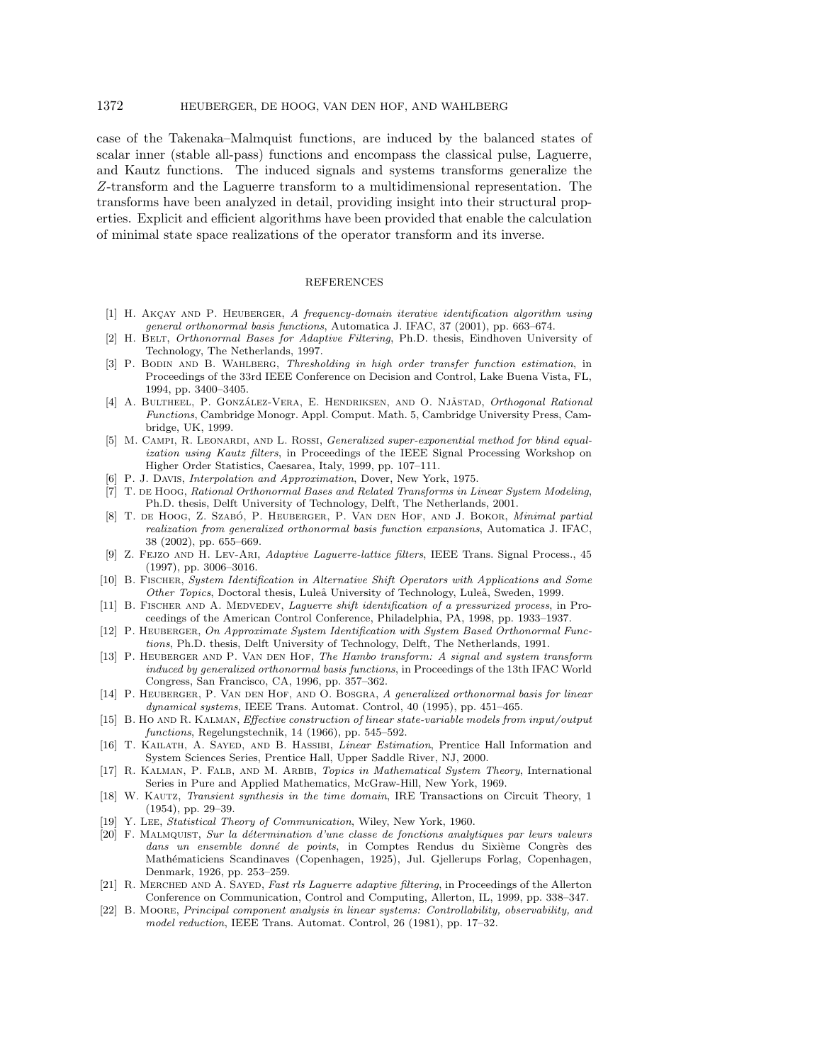case of the Takenaka–Malmquist functions, are induced by the balanced states of scalar inner (stable all-pass) functions and encompass the classical pulse, Laguerre, and Kautz functions. The induced signals and systems transforms generalize the $Z$-transform and the Laguerre transform to a multidimensional representation. The transforms have been analyzed in detail, providing insight into their structural properties. Explicit and efficient algorithms have been provided that enable the calculation of minimal state space realizations of the operator transform and its inverse.

## REFERENCES

[1] H. Akçay and P. Heuberger, *A frequency-domain iterative identification algorithm using general orthonormal basis functions*, Automatica J. IFAC, 37 (2001), pp. 663–674.

[2] H. Belt, *Orthonormal Bases for Adaptive Filtering*, Ph.D. thesis, Eindhoven University of Technology, The Netherlands, 1997.

[3] P. Bodin and B. Wahlberg, *Thresholding in high order transfer function estimation*, in Proceedings of the 33rd IEEE Conference on Decision and Control, Lake Buena Vista, FL, 1994, pp. 3400–3405.

[4] A. Bultheel, P. González-Vera, E. Hendriksen, and O. Njåstad, *Orthogonal Rational Functions*, Cambridge Monogr. Appl. Comput. Math. 5, Cambridge University Press, Cambridge, UK, 1999.

[5] M. Campi, R. Leonardi, and L. Rossi, *Generalized super-exponential method for blind equalization using Kautz filters*, in Proceedings of the IEEE Signal Processing Workshop on Higher Order Statistics, Caesarea, Italy, 1999, pp. 107–111.

[6] P. J. Davis, *Interpolation and Approximation*, Dover, New York, 1975.

[7] T. de Hoog, *Rational Orthonormal Bases and Related Transforms in Linear System Modeling*, Ph.D. thesis, Delft University of Technology, Delft, The Netherlands, 2001.

[8] T. de Hoog, Z. Szabó, P. Heuberger, P. Van den Hof, and J. Bokor, *Minimal partial realization from generalized orthonormal basis function expansions*, Automatica J. IFAC, 38 (2002), pp. 655–669.

[9] Z. Fejzo and H. Lev-Ari, *Adaptive Laguerre-lattice filters*, IEEE Trans. Signal Process., 45 (1997), pp. 3006–3016.

[10] B. Fischer, *System Identification in Alternative Shift Operators with Applications and Some Other Topics*, Doctoral thesis, Luleå University of Technology, Luleå, Sweden, 1999.

[11] B. Fischer and A. Medvedev, *Laguerre shift identification of a pressurized process*, in Proceedings of the American Control Conference, Philadelphia, PA, 1998, pp. 1933–1937.

[12] P. Heuberger, *On Approximate System Identification with System Based Orthonormal Functions*, Ph.D. thesis, Delft University of Technology, Delft, The Netherlands, 1991.

[13] P. Heuberger and P. Van den Hof, *The Hambo transform: A signal and system transform induced by generalized orthonormal basis functions*, in Proceedings of the 13th IFAC World Congress, San Francisco, CA, 1996, pp. 357–362.

[14] P. Heuberger, P. Van den Hof, and O. Bosgra, *A generalized orthonormal basis for linear dynamical systems*, IEEE Trans. Automat. Control, 40 (1995), pp. 451–465.

[15] B. Ho and R. Kalman, *Effective construction of linear state-variable models from input/output functions*, Regelungstechnik, 14 (1966), pp. 545–592.

[16] T. Kailath, A. Sayed, and B. Hassibi, *Linear Estimation*, Prentice Hall Information and System Sciences Series, Prentice Hall, Upper Saddle River, NJ, 2000.

[17] R. Kalman, P. Falb, and M. Arbib, *Topics in Mathematical System Theory*, International Series in Pure and Applied Mathematics, McGraw-Hill, New York, 1969.

[18] W. Kautz, *Transient synthesis in the time domain*, IRE Transactions on Circuit Theory, 1 (1954), pp. 29–39.

[19] Y. Lee, *Statistical Theory of Communication*, Wiley, New York, 1960.

[20] F. Malmquist, *Sur la détermination d'une classe de fonctions analytiques par leurs valeurs dans un ensemble donné de points*, in Comptes Rendus du Sixième Congrès des Mathématiciens Scandinaves (Copenhagen, 1925), Jul. Gjellerups Forlag, Copenhagen, Denmark, 1926, pp. 253–259.

[21] R. Merched and A. Sayed, *Fast rls Laguerre adaptive filtering*, in Proceedings of the Allerton Conference on Communication, Control and Computing, Allerton, IL, 1999, pp. 338–347.

[22] B. Moore, *Principal component analysis in linear systems: Controllability, observability, and model reduction*, IEEE Trans. Automat. Control, 26 (1981), pp. 17–32.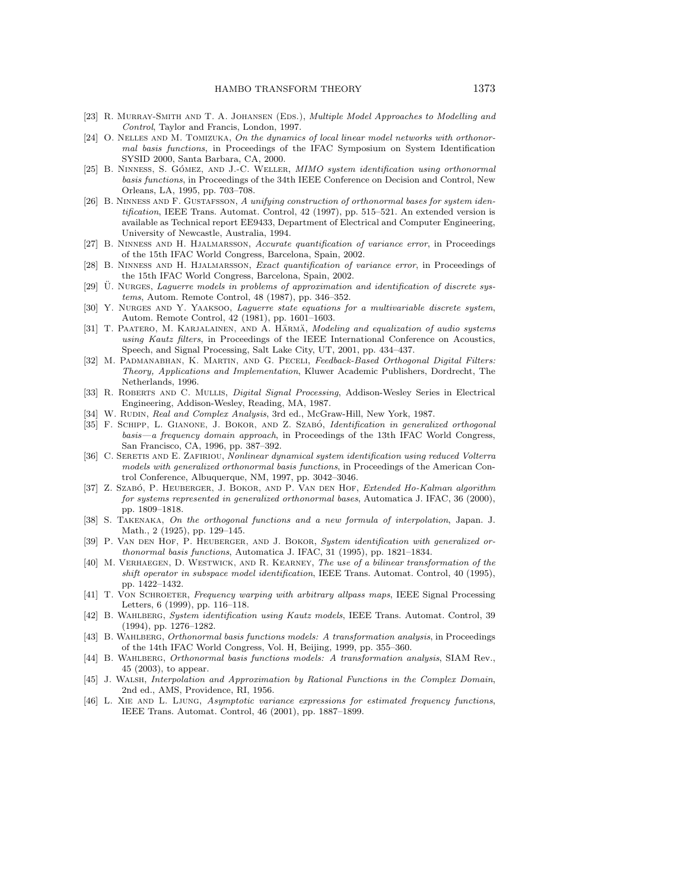[23] R. Murray-Smith and T. A. Johansen (Eds.), *Multiple Model Approaches to Modelling and Control*, Taylor and Francis, London, 1997.

[24] O. Nelles and M. Tomizuka, *On the dynamics of local linear model networks with orthonormal basis functions*, in Proceedings of the IFAC Symposium on System Identification SYSID 2000, Santa Barbara, CA, 2000.

[25] B. Ninness, S. Gómez, and J.-C. Weller, *MIMO system identification using orthonormal basis functions*, in Proceedings of the 34th IEEE Conference on Decision and Control, New Orleans, LA, 1995, pp. 703–708.

[26] B. Ninness and F. Gustafsson, *A unifying construction of orthonormal bases for system identification*, IEEE Trans. Automat. Control, 42 (1997), pp. 515–521. An extended version is available as Technical report EE9433, Department of Electrical and Computer Engineering, University of Newcastle, Australia, 1994.

[27] B. Ninness and H. Hjalmarsson, *Accurate quantification of variance error*, in Proceedings of the 15th IFAC World Congress, Barcelona, Spain, 2002.

[28] B. Ninness and H. Hjalmarsson, *Exact quantification of variance error*, in Proceedings of the 15th IFAC World Congress, Barcelona, Spain, 2002.

[29] Ü. Nurges, *Laguerre models in problems of approximation and identification of discrete systems*, Autom. Remote Control, 48 (1987), pp. 346–352.

[30] Y. Nurges and Y. Yaaksoo, *Laguerre state equations for a multivariable discrete system*, Autom. Remote Control, 42 (1981), pp. 1601–1603.

[31] T. Paatero, M. Karjalainen, and A. Härmä, *Modeling and equalization of audio systems using Kautz filters*, in Proceedings of the IEEE International Conference on Acoustics, Speech, and Signal Processing, Salt Lake City, UT, 2001, pp. 434–437.

[32] M. Padmanabhan, K. Martin, and G. Peceli, *Feedback-Based Orthogonal Digital Filters: Theory, Applications and Implementation*, Kluwer Academic Publishers, Dordrecht, The Netherlands, 1996.

[33] R. Roberts and C. Mullis, *Digital Signal Processing*, Addison-Wesley Series in Electrical Engineering, Addison-Wesley, Reading, MA, 1987.

[34] W. Rudin, *Real and Complex Analysis*, 3rd ed., McGraw-Hill, New York, 1987.

[35] F. Schipp, L. Gianone, J. Bokor, and Z. Szabó, *Identification in generalized orthogonal basis—a frequency domain approach*, in Proceedings of the 13th IFAC World Congress, San Francisco, CA, 1996, pp. 387–392.

[36] C. Seretis and E. Zafiriou, *Nonlinear dynamical system identification using reduced Volterra models with generalized orthonormal basis functions*, in Proceedings of the American Control Conference, Albuquerque, NM, 1997, pp. 3042–3046.

[37] Z. Szabó, P. Heuberger, J. Bokor, and P. Van den Hof, *Extended Ho-Kalman algorithm for systems represented in generalized orthonormal bases*, Automatica J. IFAC, 36 (2000), pp. 1809–1818.

[38] S. Takenaka, *On the orthogonal functions and a new formula of interpolation*, Japan. J. Math., 2 (1925), pp. 129–145.

[39] P. Van den Hof, P. Heuberger, and J. Bokor, *System identification with generalized orthonormal basis functions*, Automatica J. IFAC, 31 (1995), pp. 1821–1834.

[40] M. Verhaegen, D. Westwick, and R. Kearney, *The use of a bilinear transformation of the shift operator in subspace model identification*, IEEE Trans. Automat. Control, 40 (1995), pp. 1422–1432.

[41] T. Von Schroeter, *Frequency warping with arbitrary allpass maps*, IEEE Signal Processing Letters, 6 (1999), pp. 116–118.

[42] B. Wahlberg, *System identification using Kautz models*, IEEE Trans. Automat. Control, 39 (1994), pp. 1276–1282.

[43] B. Wahlberg, *Orthonormal basis functions models: A transformation analysis*, in Proceedings of the 14th IFAC World Congress, Vol. H, Beijing, 1999, pp. 355–360.

[44] B. Wahlberg, *Orthonormal basis functions models: A transformation analysis*, SIAM Rev., 45 (2003), to appear.

[45] J. Walsh, *Interpolation and Approximation by Rational Functions in the Complex Domain*, 2nd ed., AMS, Providence, RI, 1956.

[46] L. Xie and L. Ljung, *Asymptotic variance expressions for estimated frequency functions*, IEEE Trans. Automat. Control, 46 (2001), pp. 1887–1899.